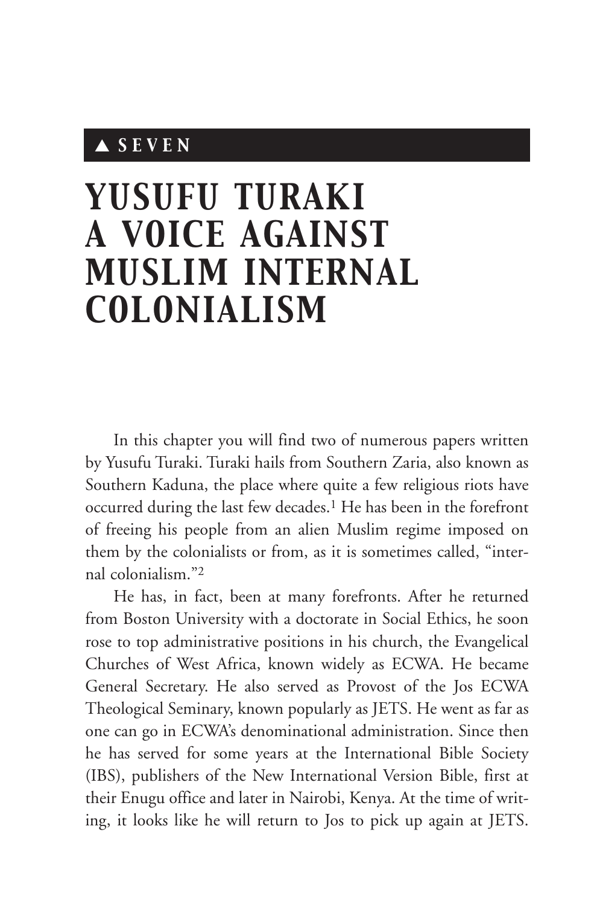## ▲ SEVEN

# YUSUFU TURAKI A VOICE AGAINST MUSLIM INTERNAL COLONIALISM

In this chapter you will find two of numerous papers written by Yusufu Turaki. Turaki hails from Southern Zaria, also known as Southern Kaduna, the place where quite a few religious riots have occurred during the last few decades.[1] He has been in the forefront of freeing his people from an alien Muslim regime imposed on them by the colonialists or from, as it is sometimes called, "internal colonialism."[2]

He has, in fact, been at many forefronts. After he returned from Boston University with a doctorate in Social Ethics, he soon rose to top administrative positions in his church, the Evangelical Churches of West Africa, known widely as ECWA. He became General Secretary. He also served as Provost of the Jos ECWA Theological Seminary, known popularly as JETS. He went as far as one can go in ECWA's denominational administration. Since then he has served for some years at the International Bible Society (IBS), publishers of the New International Version Bible, first at their Enugu office and later in Nairobi, Kenya. At the time of writing, it looks like he will return to Jos to pick up again at JETS.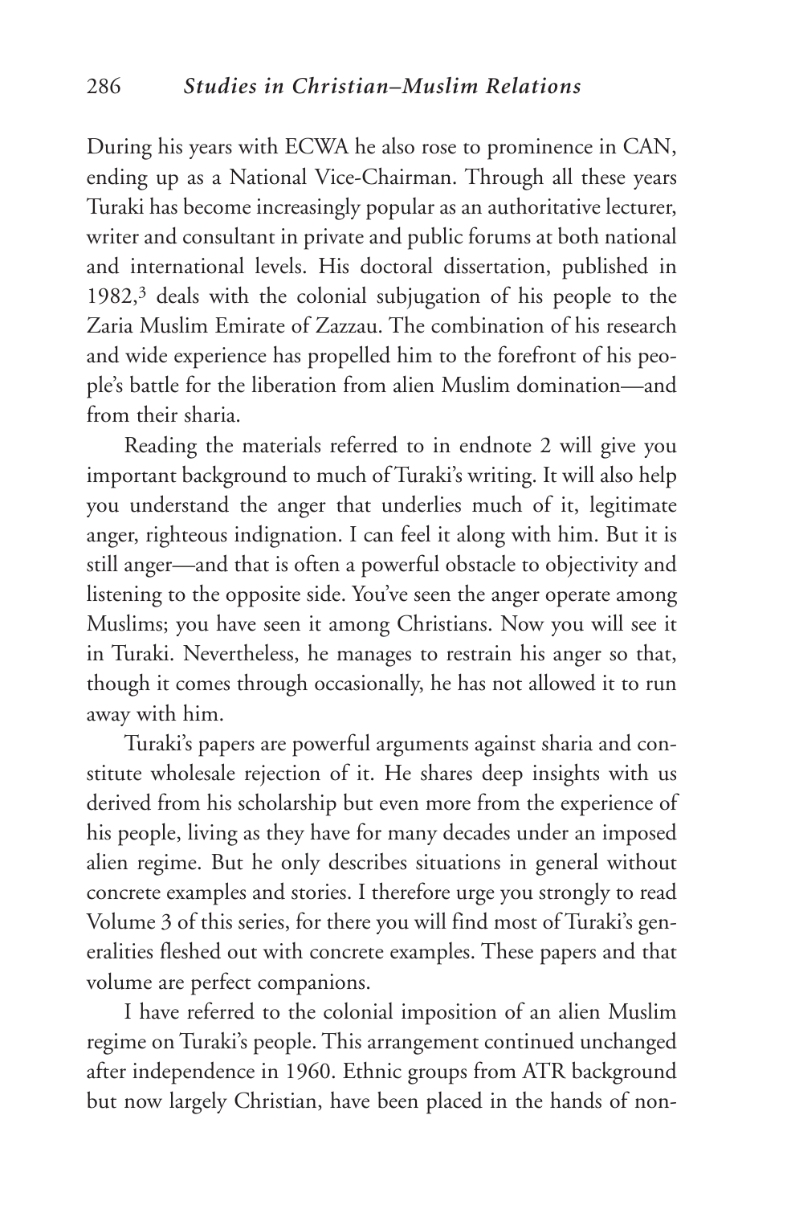During his years with ECWA he also rose to prominence in CAN, ending up as a National Vice-Chairman. Through all these years Turaki has become increasingly popular as an authoritative lecturer, writer and consultant in private and public forums at both national and international levels. His doctoral dissertation, published in 1982,[3] deals with the colonial subjugation of his people to the Zaria Muslim Emirate of Zazzau. The combination of his research and wide experience has propelled him to the forefront of his people's battle for the liberation from alien Muslim domination—and from their sharia.

Reading the materials referred to in endnote 2 will give you important background to much of Turaki's writing. It will also help you understand the anger that underlies much of it, legitimate anger, righteous indignation. I can feel it along with him. But it is still anger—and that is often a powerful obstacle to objectivity and listening to the opposite side. You've seen the anger operate among Muslims; you have seen it among Christians. Now you will see it in Turaki. Nevertheless, he manages to restrain his anger so that, though it comes through occasionally, he has not allowed it to run away with him.

Turaki's papers are powerful arguments against sharia and constitute wholesale rejection of it. He shares deep insights with us derived from his scholarship but even more from the experience of his people, living as they have for many decades under an imposed alien regime. But he only describes situations in general without concrete examples and stories. I therefore urge you strongly to read Volume 3 of this series, for there you will find most of Turaki's generalities fleshed out with concrete examples. These papers and that volume are perfect companions.

I have referred to the colonial imposition of an alien Muslim regime on Turaki's people. This arrangement continued unchanged after independence in 1960. Ethnic groups from ATR background but now largely Christian, have been placed in the hands of non-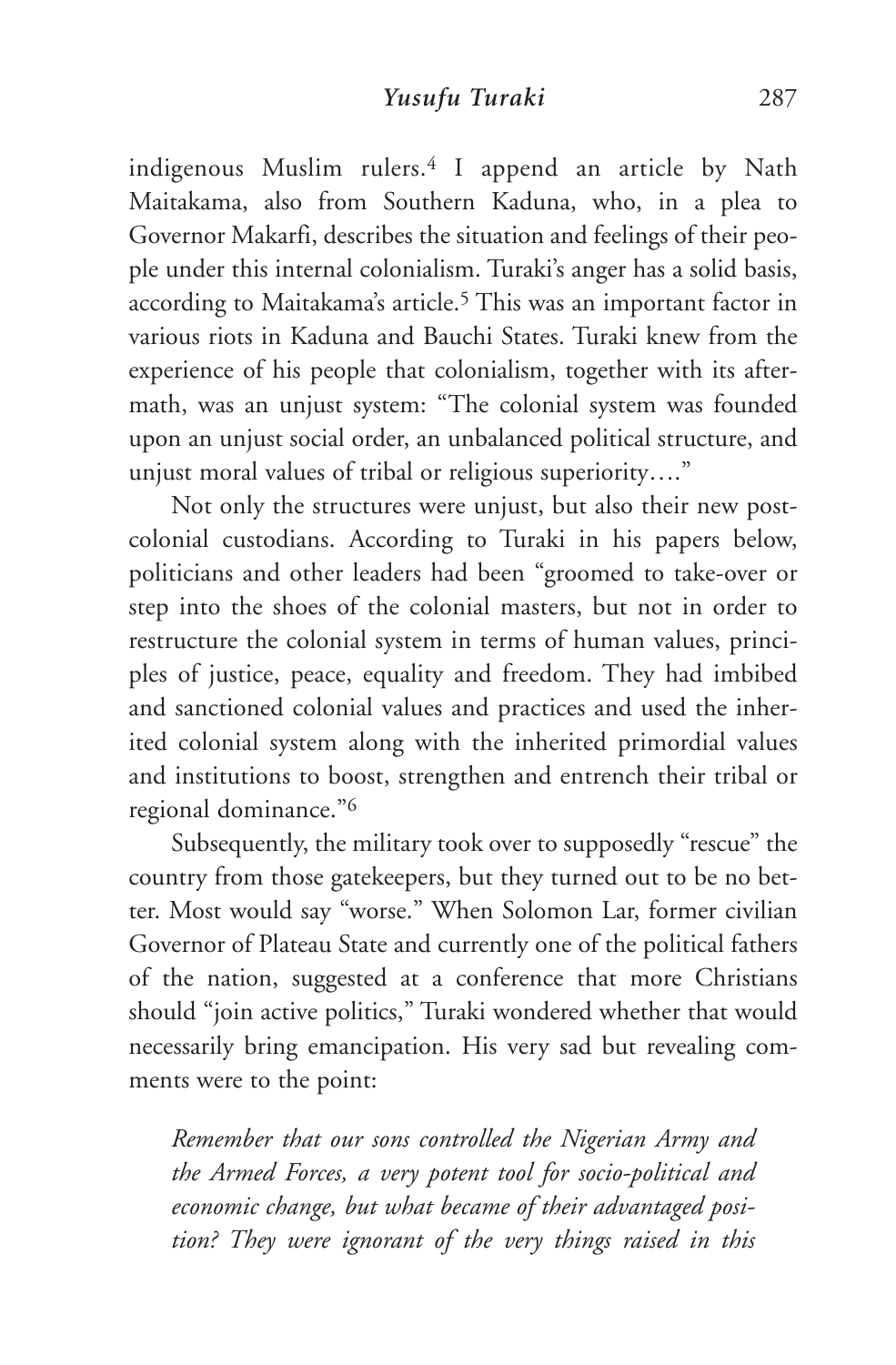indigenous Muslim rulers.[4] I append an article by Nath Maitakama, also from Southern Kaduna, who, in a plea to Governor Makarfi, describes the situation and feelings of their people under this internal colonialism. Turaki's anger has a solid basis, according to Maitakama's article.[5] This was an important factor in various riots in Kaduna and Bauchi States. Turaki knew from the experience of his people that colonialism, together with its aftermath, was an unjust system: "The colonial system was founded upon an unjust social order, an unbalanced political structure, and unjust moral values of tribal or religious superiority…."

Not only the structures were unjust, but also their new post-colonial custodians. According to Turaki in his papers below, politicians and other leaders had been "groomed to take-over or step into the shoes of the colonial masters, but not in order to restructure the colonial system in terms of human values, principles of justice, peace, equality and freedom. They had imbibed and sanctioned colonial values and practices and used the inherited colonial system along with the inherited primordial values and institutions to boost, strengthen and entrench their tribal or regional dominance."[6]

Subsequently, the military took over to supposedly "rescue" the country from those gatekeepers, but they turned out to be no better. Most would say "worse." When Solomon Lar, former civilian Governor of Plateau State and currently one of the political fathers of the nation, suggested at a conference that more Christians should "join active politics," Turaki wondered whether that would necessarily bring emancipation. His very sad but revealing comments were to the point:

> *Remember that our sons controlled the Nigerian Army and the Armed Forces, a very potent tool for socio-political and economic change, but what became of their advantaged position? They were ignorant of the very things raised in this*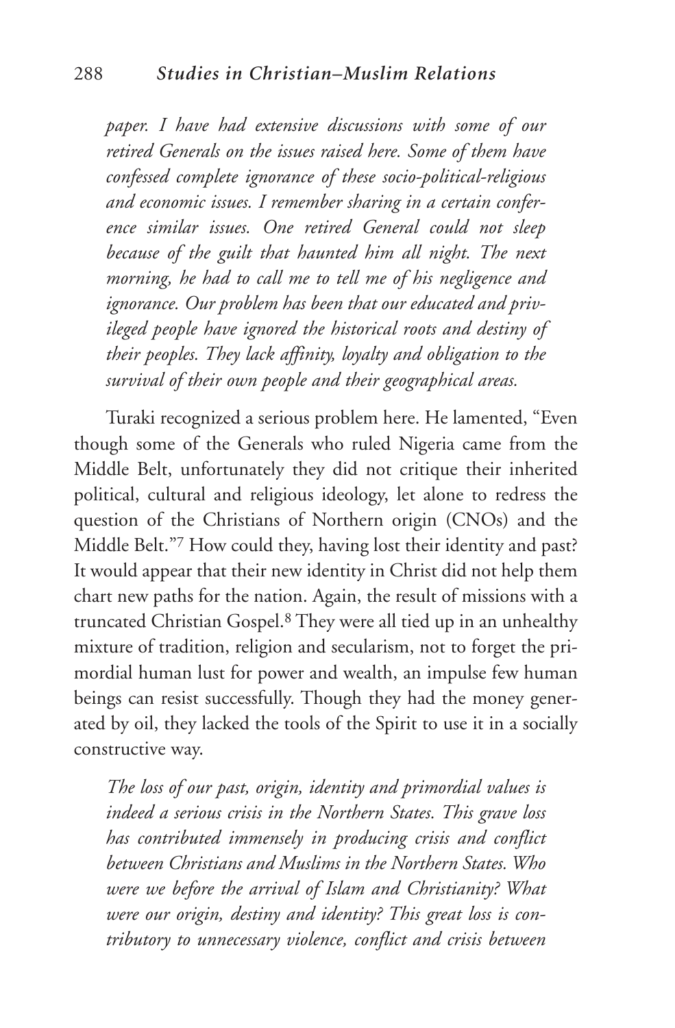*paper. I have had extensive discussions with some of our retired Generals on the issues raised here. Some of them have confessed complete ignorance of these socio-political-religious and economic issues. I remember sharing in a certain conference similar issues. One retired General could not sleep because of the guilt that haunted him all night. The next morning, he had to call me to tell me of his negligence and ignorance. Our problem has been that our educated and privileged people have ignored the historical roots and destiny of their peoples. They lack affinity, loyalty and obligation to the survival of their own people and their geographical areas.*

Turaki recognized a serious problem here. He lamented, "Even though some of the Generals who ruled Nigeria came from the Middle Belt, unfortunately they did not critique their inherited political, cultural and religious ideology, let alone to redress the question of the Christians of Northern origin (CNOs) and the Middle Belt."[7] How could they, having lost their identity and past? It would appear that their new identity in Christ did not help them chart new paths for the nation. Again, the result of missions with a truncated Christian Gospel.[8] They were all tied up in an unhealthy mixture of tradition, religion and secularism, not to forget the primordial human lust for power and wealth, an impulse few human beings can resist successfully. Though they had the money generated by oil, they lacked the tools of the Spirit to use it in a socially constructive way.

*The loss of our past, origin, identity and primordial values is indeed a serious crisis in the Northern States. This grave loss has contributed immensely in producing crisis and conflict between Christians and Muslims in the Northern States. Who were we before the arrival of Islam and Christianity? What were our origin, destiny and identity? This great loss is contributory to unnecessary violence, conflict and crisis between*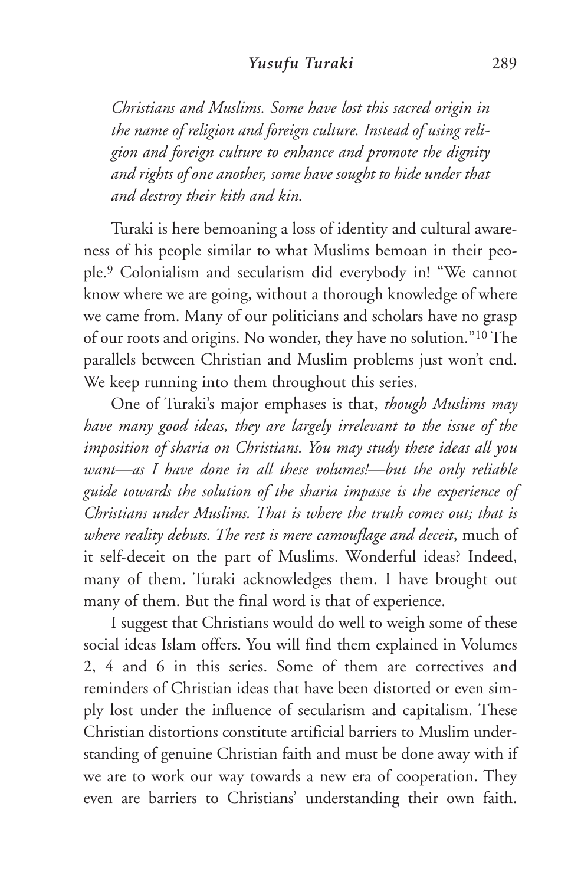*Christians and Muslims. Some have lost this sacred origin in the name of religion and foreign culture. Instead of using religion and foreign culture to enhance and promote the dignity and rights of one another, some have sought to hide under that and destroy their kith and kin.*

Turaki is here bemoaning a loss of identity and cultural awareness of his people similar to what Muslims bemoan in their people.[9] Colonialism and secularism did everybody in! "We cannot know where we are going, without a thorough knowledge of where we came from. Many of our politicians and scholars have no grasp of our roots and origins. No wonder, they have no solution."[10] The parallels between Christian and Muslim problems just won't end. We keep running into them throughout this series.

One of Turaki's major emphases is that, *though Muslims may have many good ideas, they are largely irrelevant to the issue of the imposition of sharia on Christians. You may study these ideas all you want—as I have done in all these volumes!—but the only reliable guide towards the solution of the sharia impasse is the experience of Christians under Muslims. That is where the truth comes out; that is where reality debuts. The rest is mere camouflage and deceit*, much of it self-deceit on the part of Muslims. Wonderful ideas? Indeed, many of them. Turaki acknowledges them. I have brought out many of them. But the final word is that of experience.

I suggest that Christians would do well to weigh some of these social ideas Islam offers. You will find them explained in Volumes 2, 4 and 6 in this series. Some of them are correctives and reminders of Christian ideas that have been distorted or even simply lost under the influence of secularism and capitalism. These Christian distortions constitute artificial barriers to Muslim understanding of genuine Christian faith and must be done away with if we are to work our way towards a new era of cooperation. They even are barriers to Christians' understanding their own faith.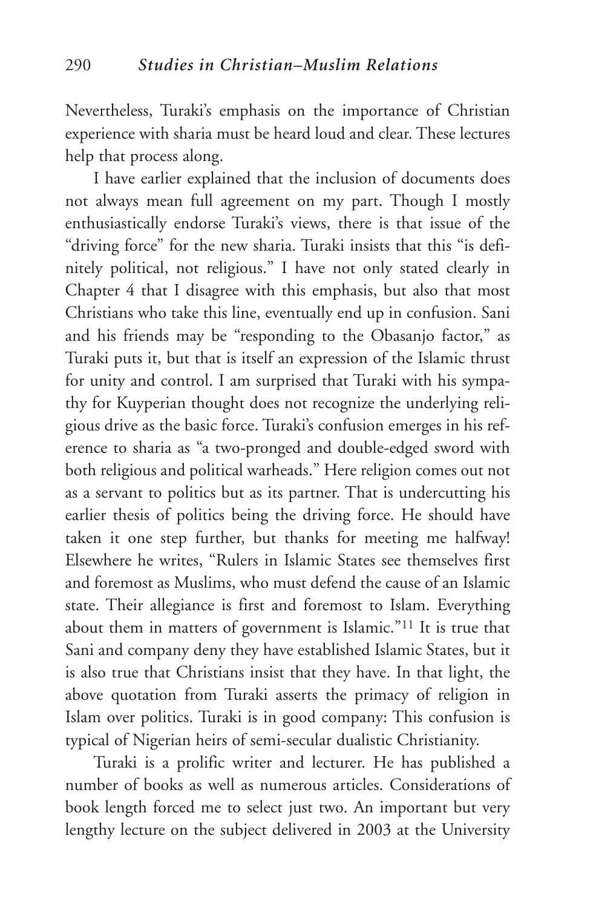Nevertheless, Turaki's emphasis on the importance of Christian experience with sharia must be heard loud and clear. These lectures help that process along.

I have earlier explained that the inclusion of documents does not always mean full agreement on my part. Though I mostly enthusiastically endorse Turaki's views, there is that issue of the "driving force" for the new sharia. Turaki insists that this "is definitely political, not religious." I have not only stated clearly in Chapter 4 that I disagree with this emphasis, but also that most Christians who take this line, eventually end up in confusion. Sani and his friends may be "responding to the Obasanjo factor," as Turaki puts it, but that is itself an expression of the Islamic thrust for unity and control. I am surprised that Turaki with his sympathy for Kuyperian thought does not recognize the underlying religious drive as the basic force. Turaki's confusion emerges in his reference to sharia as "a two-pronged and double-edged sword with both religious and political warheads." Here religion comes out not as a servant to politics but as its partner. That is undercutting his earlier thesis of politics being the driving force. He should have taken it one step further, but thanks for meeting me halfway! Elsewhere he writes, "Rulers in Islamic States see themselves first and foremost as Muslims, who must defend the cause of an Islamic state. Their allegiance is first and foremost to Islam. Everything about them in matters of government is Islamic."[11] It is true that Sani and company deny they have established Islamic States, but it is also true that Christians insist that they have. In that light, the above quotation from Turaki asserts the primacy of religion in Islam over politics. Turaki is in good company: This confusion is typical of Nigerian heirs of semi-secular dualistic Christianity.

Turaki is a prolific writer and lecturer. He has published a number of books as well as numerous articles. Considerations of book length forced me to select just two. An important but very lengthy lecture on the subject delivered in 2003 at the University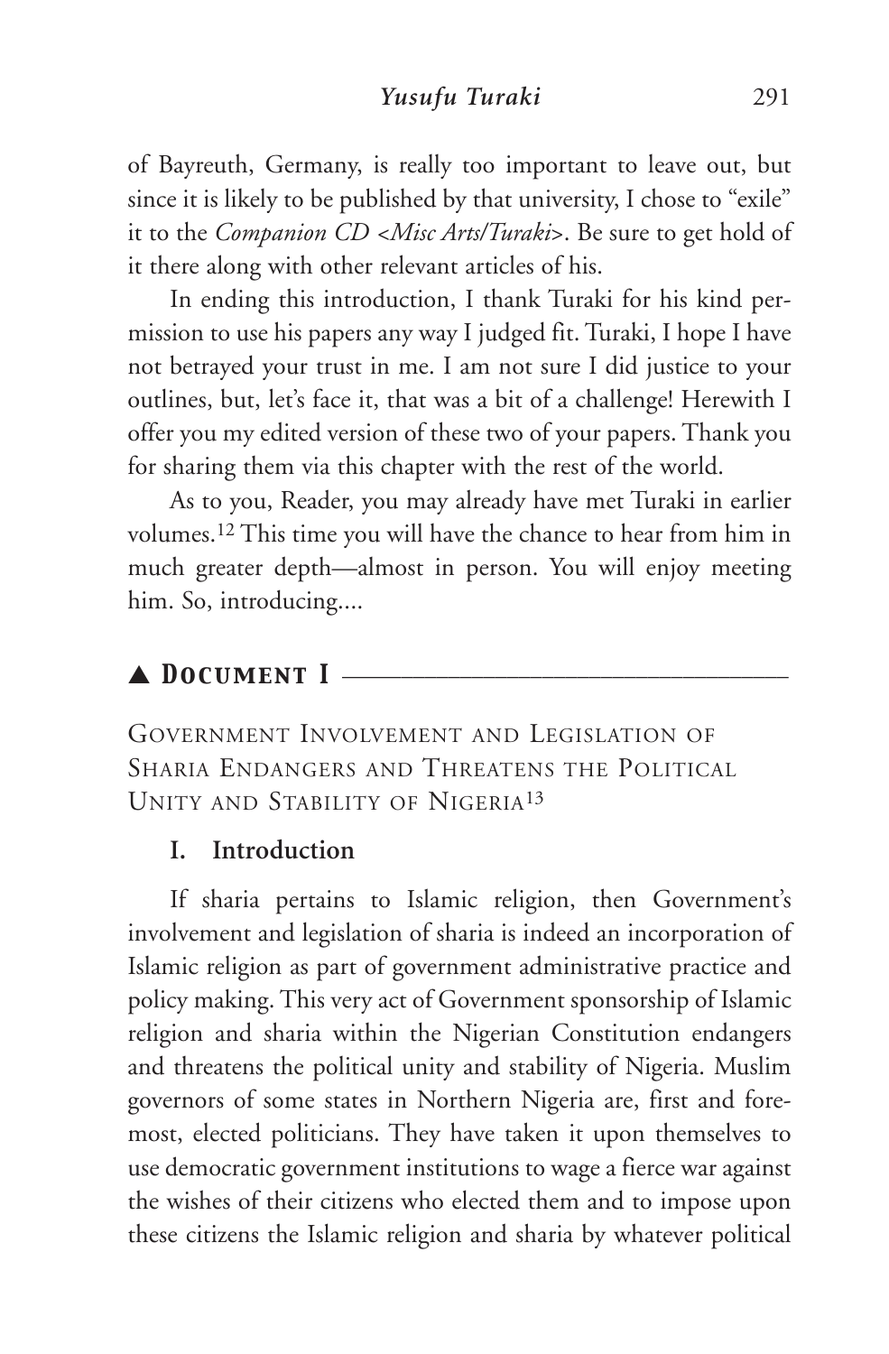of Bayreuth, Germany, is really too important to leave out, but since it is likely to be published by that university, I chose to "exile" it to the *Companion CD <Misc Arts/Turaki>*. Be sure to get hold of it there along with other relevant articles of his.

In ending this introduction, I thank Turaki for his kind permission to use his papers any way I judged fit. Turaki, I hope I have not betrayed your trust in me. I am not sure I did justice to your outlines, but, let's face it, that was a bit of a challenge! Herewith I offer you my edited version of these two of your papers. Thank you for sharing them via this chapter with the rest of the world.

As to you, Reader, you may already have met Turaki in earlier volumes.[12] This time you will have the chance to hear from him in much greater depth—almost in person. You will enjoy meeting him. So, introducing....

## ▲ Document I

### Government Involvement and Legislation of Sharia Endangers and Threatens the Political Unity and Stability of Nigeria[13]

#### I. Introduction

If sharia pertains to Islamic religion, then Government's involvement and legislation of sharia is indeed an incorporation of Islamic religion as part of government administrative practice and policy making. This very act of Government sponsorship of Islamic religion and sharia within the Nigerian Constitution endangers and threatens the political unity and stability of Nigeria. Muslim governors of some states in Northern Nigeria are, first and foremost, elected politicians. They have taken it upon themselves to use democratic government institutions to wage a fierce war against the wishes of their citizens who elected them and to impose upon these citizens the Islamic religion and sharia by whatever political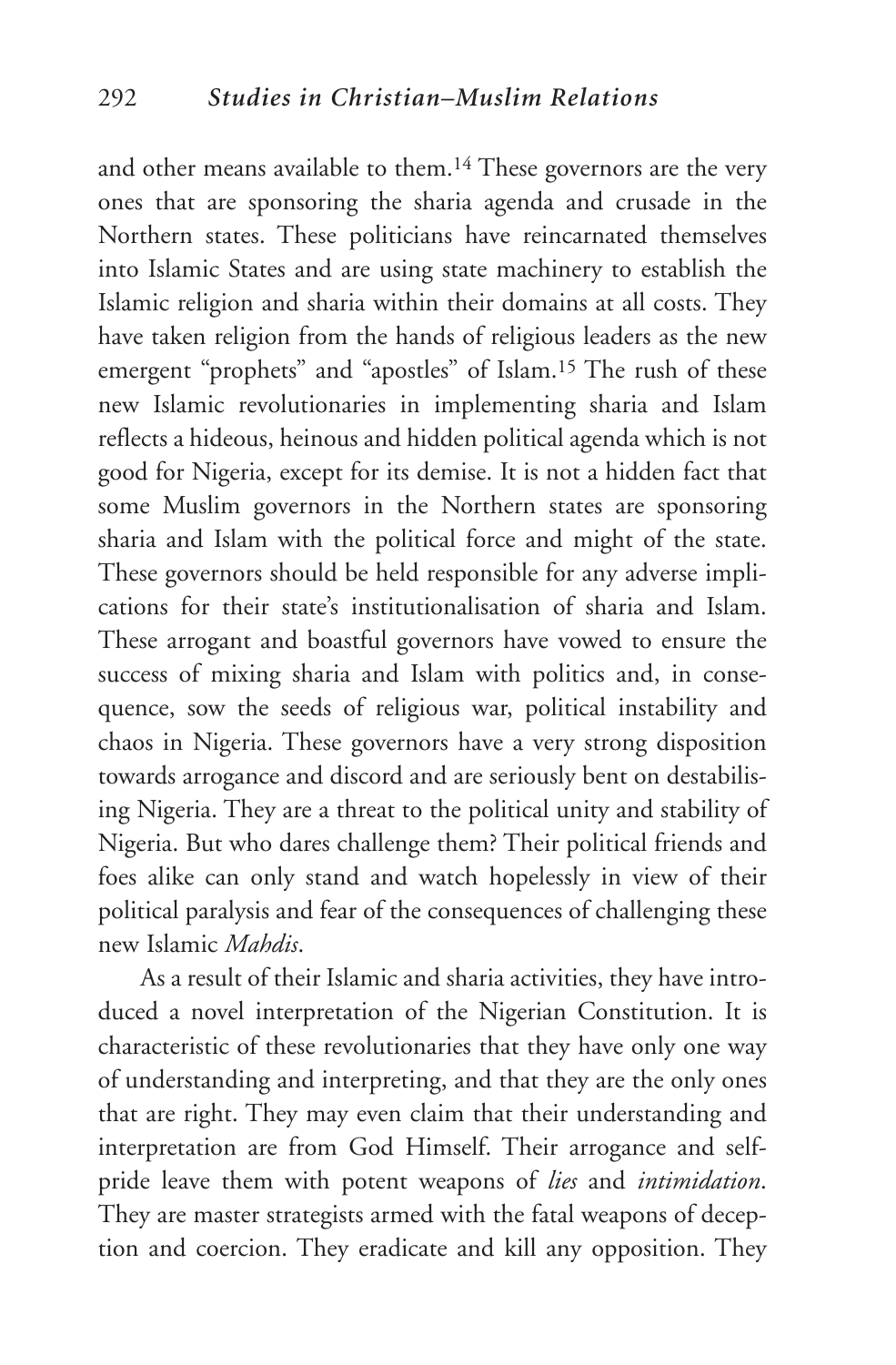and other means available to them.[14] These governors are the very ones that are sponsoring the sharia agenda and crusade in the Northern states. These politicians have reincarnated themselves into Islamic States and are using state machinery to establish the Islamic religion and sharia within their domains at all costs. They have taken religion from the hands of religious leaders as the new emergent "prophets" and "apostles" of Islam.[15] The rush of these new Islamic revolutionaries in implementing sharia and Islam reflects a hideous, heinous and hidden political agenda which is not good for Nigeria, except for its demise. It is not a hidden fact that some Muslim governors in the Northern states are sponsoring sharia and Islam with the political force and might of the state. These governors should be held responsible for any adverse implications for their state's institutionalisation of sharia and Islam. These arrogant and boastful governors have vowed to ensure the success of mixing sharia and Islam with politics and, in consequence, sow the seeds of religious war, political instability and chaos in Nigeria. These governors have a very strong disposition towards arrogance and discord and are seriously bent on destabilising Nigeria. They are a threat to the political unity and stability of Nigeria. But who dares challenge them? Their political friends and foes alike can only stand and watch hopelessly in view of their political paralysis and fear of the consequences of challenging these new Islamic *Mahdis*.

As a result of their Islamic and sharia activities, they have introduced a novel interpretation of the Nigerian Constitution. It is characteristic of these revolutionaries that they have only one way of understanding and interpreting, and that they are the only ones that are right. They may even claim that their understanding and interpretation are from God Himself. Their arrogance and self-pride leave them with potent weapons of *lies* and *intimidation*. They are master strategists armed with the fatal weapons of deception and coercion. They eradicate and kill any opposition. They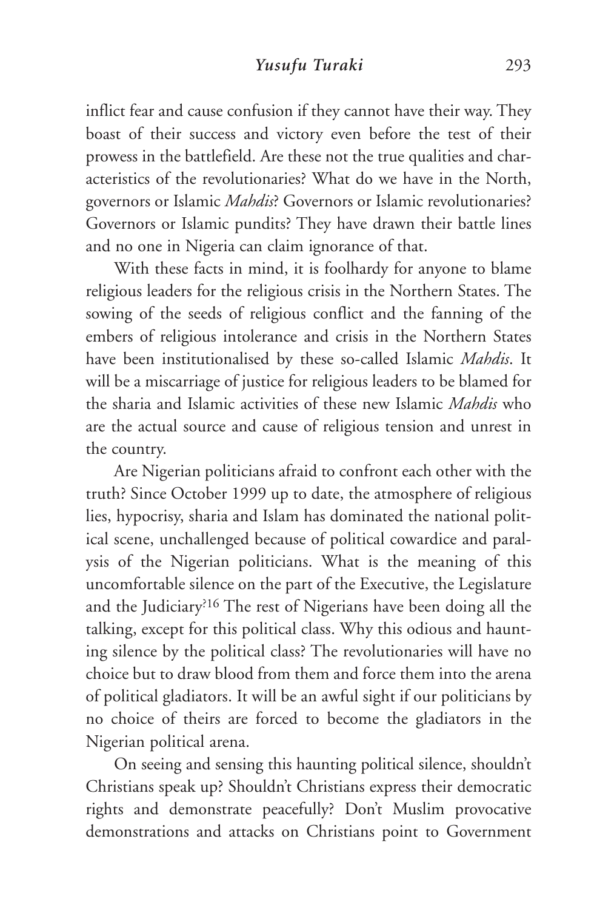inflict fear and cause confusion if they cannot have their way. They boast of their success and victory even before the test of their prowess in the battlefield. Are these not the true qualities and characteristics of the revolutionaries? What do we have in the North, governors or Islamic *Mahdis*? Governors or Islamic revolutionaries? Governors or Islamic pundits? They have drawn their battle lines and no one in Nigeria can claim ignorance of that.

With these facts in mind, it is foolhardy for anyone to blame religious leaders for the religious crisis in the Northern States. The sowing of the seeds of religious conflict and the fanning of the embers of religious intolerance and crisis in the Northern States have been institutionalised by these so-called Islamic *Mahdis*. It will be a miscarriage of justice for religious leaders to be blamed for the sharia and Islamic activities of these new Islamic *Mahdis* who are the actual source and cause of religious tension and unrest in the country.

Are Nigerian politicians afraid to confront each other with the truth? Since October 1999 up to date, the atmosphere of religious lies, hypocrisy, sharia and Islam has dominated the national political scene, unchallenged because of political cowardice and paralysis of the Nigerian politicians. What is the meaning of this uncomfortable silence on the part of the Executive, the Legislature and the Judiciary?[16] The rest of Nigerians have been doing all the talking, except for this political class. Why this odious and haunting silence by the political class? The revolutionaries will have no choice but to draw blood from them and force them into the arena of political gladiators. It will be an awful sight if our politicians by no choice of theirs are forced to become the gladiators in the Nigerian political arena.

On seeing and sensing this haunting political silence, shouldn't Christians speak up? Shouldn't Christians express their democratic rights and demonstrate peacefully? Don't Muslim provocative demonstrations and attacks on Christians point to Government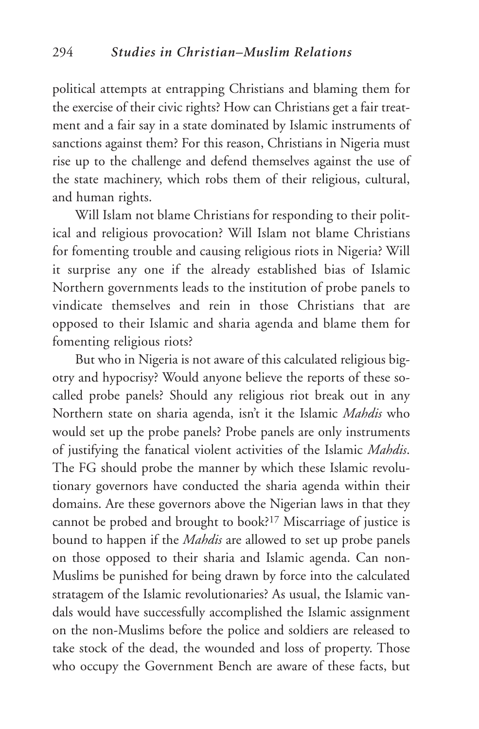political attempts at entrapping Christians and blaming them for the exercise of their civic rights? How can Christians get a fair treatment and a fair say in a state dominated by Islamic instruments of sanctions against them? For this reason, Christians in Nigeria must rise up to the challenge and defend themselves against the use of the state machinery, which robs them of their religious, cultural, and human rights.

Will Islam not blame Christians for responding to their political and religious provocation? Will Islam not blame Christians for fomenting trouble and causing religious riots in Nigeria? Will it surprise any one if the already established bias of Islamic Northern governments leads to the institution of probe panels to vindicate themselves and rein in those Christians that are opposed to their Islamic and sharia agenda and blame them for fomenting religious riots?

But who in Nigeria is not aware of this calculated religious bigotry and hypocrisy? Would anyone believe the reports of these so-called probe panels? Should any religious riot break out in any Northern state on sharia agenda, isn't it the Islamic *Mahdis* who would set up the probe panels? Probe panels are only instruments of justifying the fanatical violent activities of the Islamic *Mahdis*. The FG should probe the manner by which these Islamic revolutionary governors have conducted the sharia agenda within their domains. Are these governors above the Nigerian laws in that they cannot be probed and brought to book?[17] Miscarriage of justice is bound to happen if the *Mahdis* are allowed to set up probe panels on those opposed to their sharia and Islamic agenda. Can non-Muslims be punished for being drawn by force into the calculated stratagem of the Islamic revolutionaries? As usual, the Islamic vandals would have successfully accomplished the Islamic assignment on the non-Muslims before the police and soldiers are released to take stock of the dead, the wounded and loss of property. Those who occupy the Government Bench are aware of these facts, but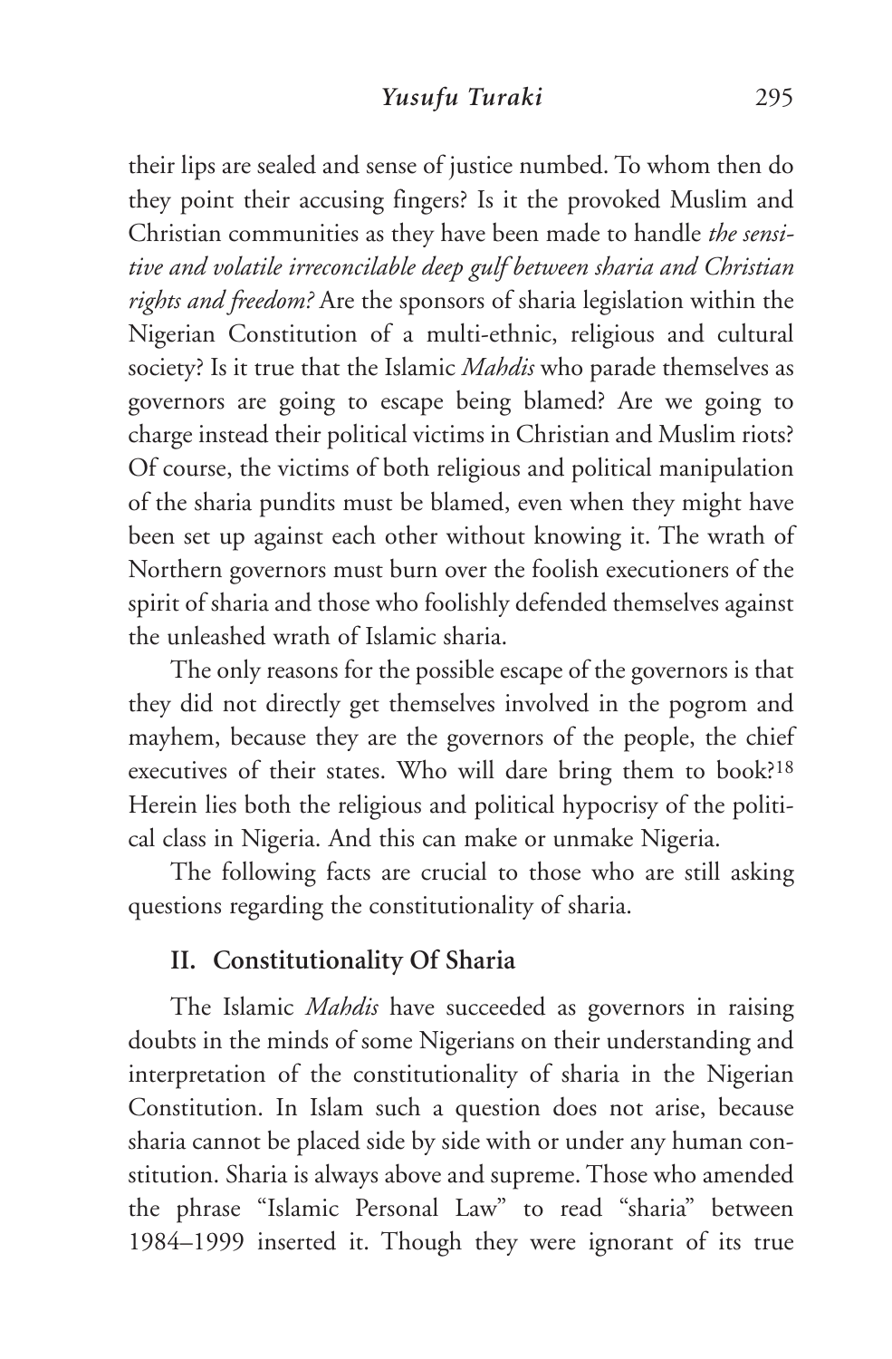their lips are sealed and sense of justice numbed. To whom then do they point their accusing fingers? Is it the provoked Muslim and Christian communities as they have been made to handle *the sensitive and volatile irreconcilable deep gulf between sharia and Christian rights and freedom?* Are the sponsors of sharia legislation within the Nigerian Constitution of a multi-ethnic, religious and cultural society? Is it true that the Islamic *Mahdis* who parade themselves as governors are going to escape being blamed? Are we going to charge instead their political victims in Christian and Muslim riots? Of course, the victims of both religious and political manipulation of the sharia pundits must be blamed, even when they might have been set up against each other without knowing it. The wrath of Northern governors must burn over the foolish executioners of the spirit of sharia and those who foolishly defended themselves against the unleashed wrath of Islamic sharia.

The only reasons for the possible escape of the governors is that they did not directly get themselves involved in the pogrom and mayhem, because they are the governors of the people, the chief executives of their states. Who will dare bring them to book?[18] Herein lies both the religious and political hypocrisy of the political class in Nigeria. And this can make or unmake Nigeria.

The following facts are crucial to those who are still asking questions regarding the constitutionality of sharia.

## II. Constitutionality Of Sharia

The Islamic *Mahdis* have succeeded as governors in raising doubts in the minds of some Nigerians on their understanding and interpretation of the constitutionality of sharia in the Nigerian Constitution. In Islam such a question does not arise, because sharia cannot be placed side by side with or under any human constitution. Sharia is always above and supreme. Those who amended the phrase "Islamic Personal Law" to read "sharia" between 1984–1999 inserted it. Though they were ignorant of its true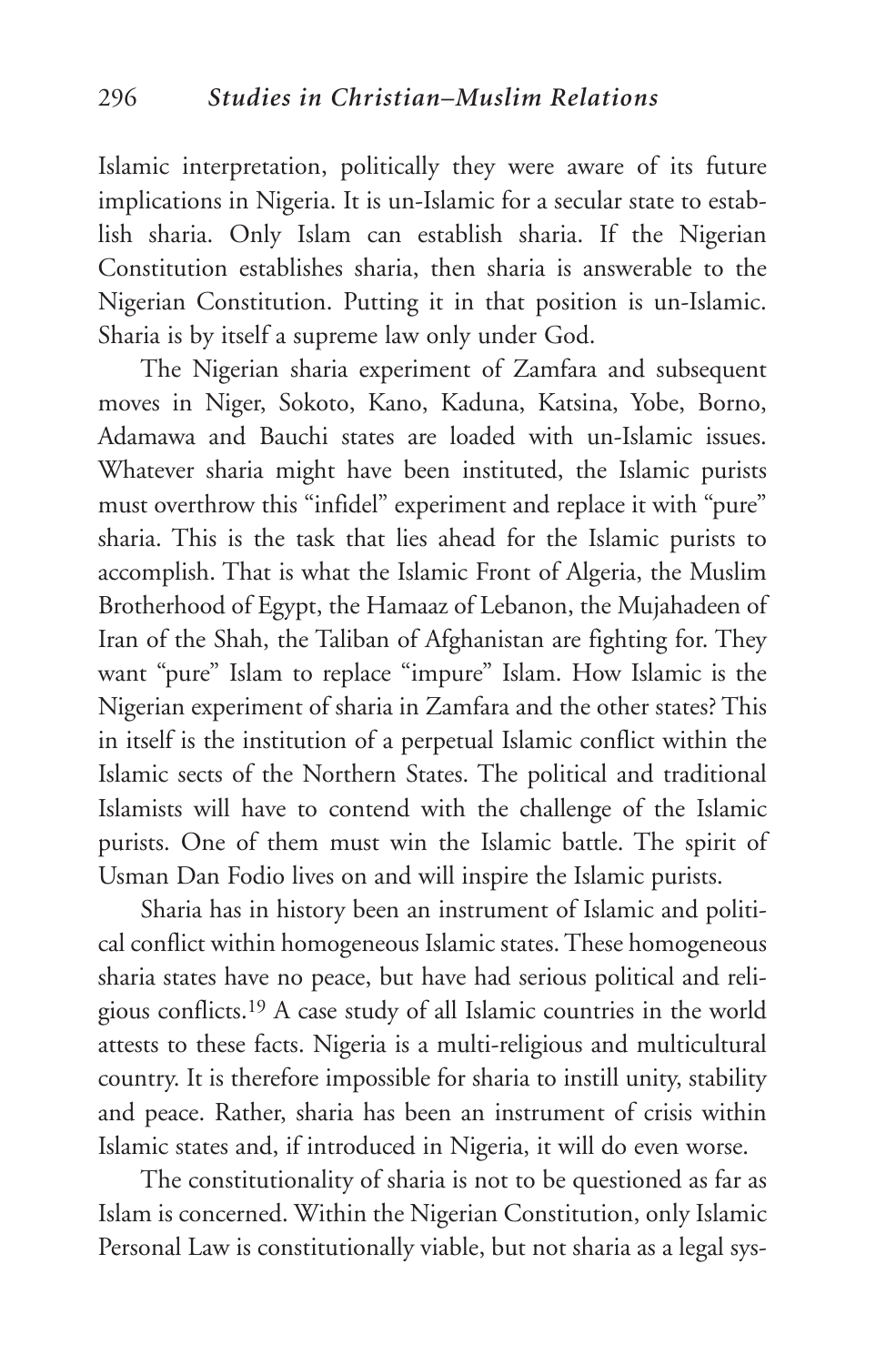Islamic interpretation, politically they were aware of its future implications in Nigeria. It is un-Islamic for a secular state to establish sharia. Only Islam can establish sharia. If the Nigerian Constitution establishes sharia, then sharia is answerable to the Nigerian Constitution. Putting it in that position is un-Islamic. Sharia is by itself a supreme law only under God.

The Nigerian sharia experiment of Zamfara and subsequent moves in Niger, Sokoto, Kano, Kaduna, Katsina, Yobe, Borno, Adamawa and Bauchi states are loaded with un-Islamic issues. Whatever sharia might have been instituted, the Islamic purists must overthrow this "infidel" experiment and replace it with "pure" sharia. This is the task that lies ahead for the Islamic purists to accomplish. That is what the Islamic Front of Algeria, the Muslim Brotherhood of Egypt, the Hamaaz of Lebanon, the Mujahadeen of Iran of the Shah, the Taliban of Afghanistan are fighting for. They want "pure" Islam to replace "impure" Islam. How Islamic is the Nigerian experiment of sharia in Zamfara and the other states? This in itself is the institution of a perpetual Islamic conflict within the Islamic sects of the Northern States. The political and traditional Islamists will have to contend with the challenge of the Islamic purists. One of them must win the Islamic battle. The spirit of Usman Dan Fodio lives on and will inspire the Islamic purists.

Sharia has in history been an instrument of Islamic and political conflict within homogeneous Islamic states. These homogeneous sharia states have no peace, but have had serious political and religious conflicts.[19] A case study of all Islamic countries in the world attests to these facts. Nigeria is a multi-religious and multicultural country. It is therefore impossible for sharia to instill unity, stability and peace. Rather, sharia has been an instrument of crisis within Islamic states and, if introduced in Nigeria, it will do even worse.

The constitutionality of sharia is not to be questioned as far as Islam is concerned. Within the Nigerian Constitution, only Islamic Personal Law is constitutionally viable, but not sharia as a legal sys-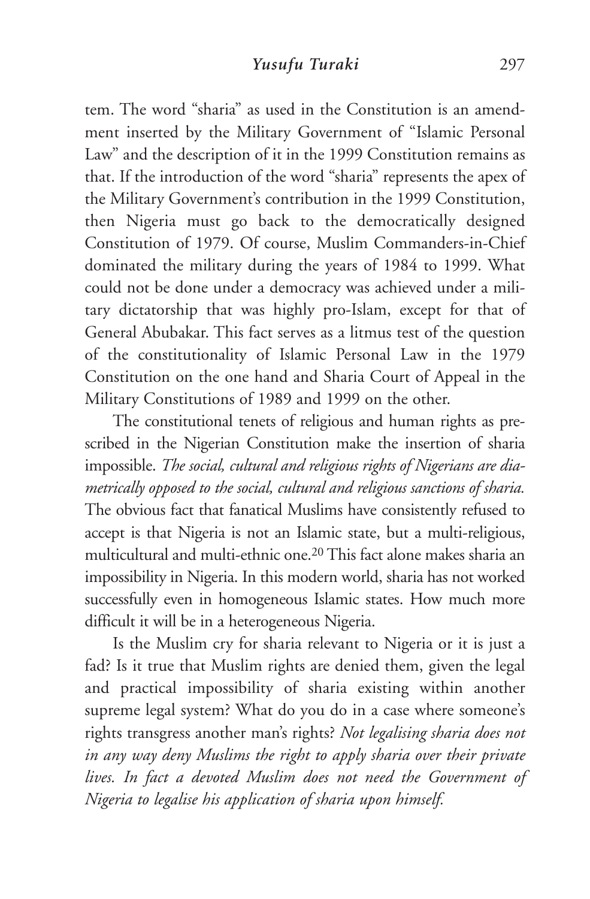tem. The word "sharia" as used in the Constitution is an amendment inserted by the Military Government of "Islamic Personal Law" and the description of it in the 1999 Constitution remains as that. If the introduction of the word "sharia" represents the apex of the Military Government's contribution in the 1999 Constitution, then Nigeria must go back to the democratically designed Constitution of 1979. Of course, Muslim Commanders-in-Chief dominated the military during the years of 1984 to 1999. What could not be done under a democracy was achieved under a military dictatorship that was highly pro-Islam, except for that of General Abubakar. This fact serves as a litmus test of the question of the constitutionality of Islamic Personal Law in the 1979 Constitution on the one hand and Sharia Court of Appeal in the Military Constitutions of 1989 and 1999 on the other.

The constitutional tenets of religious and human rights as prescribed in the Nigerian Constitution make the insertion of sharia impossible. *The social, cultural and religious rights of Nigerians are diametrically opposed to the social, cultural and religious sanctions of sharia.* The obvious fact that fanatical Muslims have consistently refused to accept is that Nigeria is not an Islamic state, but a multi-religious, multicultural and multi-ethnic one.[20] This fact alone makes sharia an impossibility in Nigeria. In this modern world, sharia has not worked successfully even in homogeneous Islamic states. How much more difficult it will be in a heterogeneous Nigeria.

Is the Muslim cry for sharia relevant to Nigeria or it is just a fad? Is it true that Muslim rights are denied them, given the legal and practical impossibility of sharia existing within another supreme legal system? What do you do in a case where someone's rights transgress another man's rights? *Not legalising sharia does not in any way deny Muslims the right to apply sharia over their private lives. In fact a devoted Muslim does not need the Government of Nigeria to legalise his application of sharia upon himself.*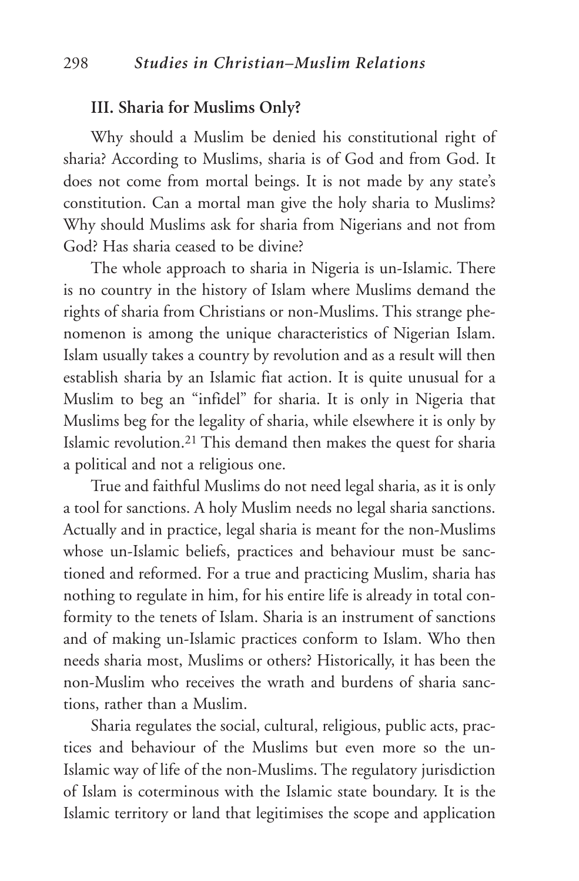### III. Sharia for Muslims Only?

Why should a Muslim be denied his constitutional right of sharia? According to Muslims, sharia is of God and from God. It does not come from mortal beings. It is not made by any state's constitution. Can a mortal man give the holy sharia to Muslims? Why should Muslims ask for sharia from Nigerians and not from God? Has sharia ceased to be divine?

The whole approach to sharia in Nigeria is un-Islamic. There is no country in the history of Islam where Muslims demand the rights of sharia from Christians or non-Muslims. This strange phenomenon is among the unique characteristics of Nigerian Islam. Islam usually takes a country by revolution and as a result will then establish sharia by an Islamic fiat action. It is quite unusual for a Muslim to beg an "infidel" for sharia. It is only in Nigeria that Muslims beg for the legality of sharia, while elsewhere it is only by Islamic revolution.[21] This demand then makes the quest for sharia a political and not a religious one.

True and faithful Muslims do not need legal sharia, as it is only a tool for sanctions. A holy Muslim needs no legal sharia sanctions. Actually and in practice, legal sharia is meant for the non-Muslims whose un-Islamic beliefs, practices and behaviour must be sanctioned and reformed. For a true and practicing Muslim, sharia has nothing to regulate in him, for his entire life is already in total conformity to the tenets of Islam. Sharia is an instrument of sanctions and of making un-Islamic practices conform to Islam. Who then needs sharia most, Muslims or others? Historically, it has been the non-Muslim who receives the wrath and burdens of sharia sanctions, rather than a Muslim.

Sharia regulates the social, cultural, religious, public acts, practices and behaviour of the Muslims but even more so the un-Islamic way of life of the non-Muslims. The regulatory jurisdiction of Islam is coterminous with the Islamic state boundary. It is the Islamic territory or land that legitimises the scope and application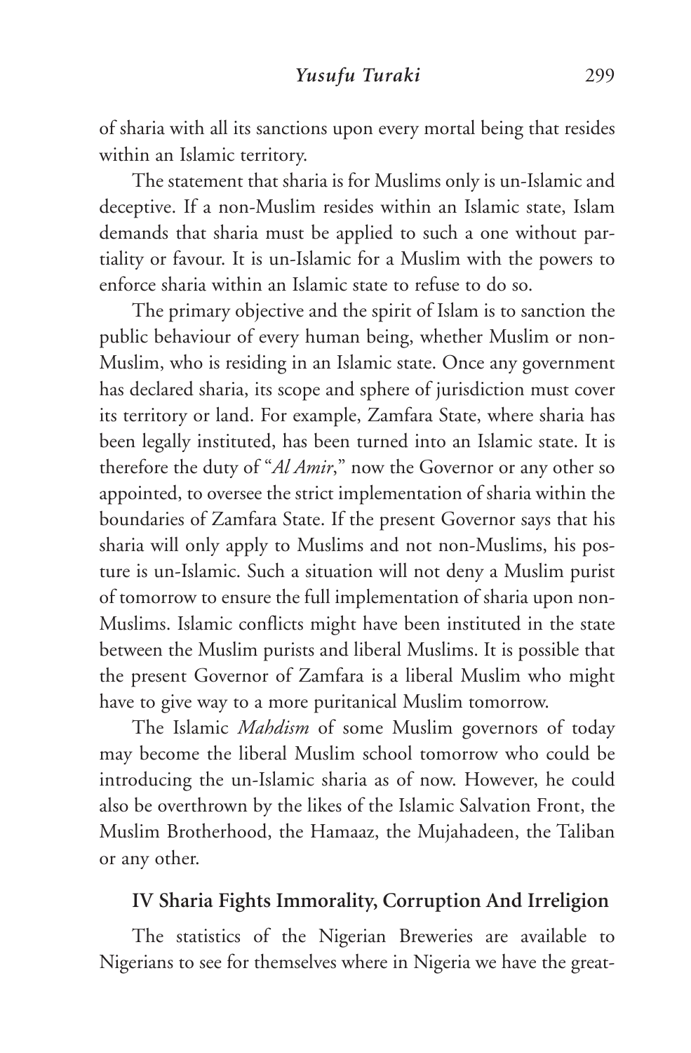of sharia with all its sanctions upon every mortal being that resides within an Islamic territory.

The statement that sharia is for Muslims only is un-Islamic and deceptive. If a non-Muslim resides within an Islamic state, Islam demands that sharia must be applied to such a one without partiality or favour. It is un-Islamic for a Muslim with the powers to enforce sharia within an Islamic state to refuse to do so.

The primary objective and the spirit of Islam is to sanction the public behaviour of every human being, whether Muslim or non-Muslim, who is residing in an Islamic state. Once any government has declared sharia, its scope and sphere of jurisdiction must cover its territory or land. For example, Zamfara State, where sharia has been legally instituted, has been turned into an Islamic state. It is therefore the duty of "*Al Amir*," now the Governor or any other so appointed, to oversee the strict implementation of sharia within the boundaries of Zamfara State. If the present Governor says that his sharia will only apply to Muslims and not non-Muslims, his posture is un-Islamic. Such a situation will not deny a Muslim purist of tomorrow to ensure the full implementation of sharia upon non-Muslims. Islamic conflicts might have been instituted in the state between the Muslim purists and liberal Muslims. It is possible that the present Governor of Zamfara is a liberal Muslim who might have to give way to a more puritanical Muslim tomorrow.

The Islamic *Mahdism* of some Muslim governors of today may become the liberal Muslim school tomorrow who could be introducing the un-Islamic sharia as of now. However, he could also be overthrown by the likes of the Islamic Salvation Front, the Muslim Brotherhood, the Hamaaz, the Mujahadeen, the Taliban or any other.

## IV Sharia Fights Immorality, Corruption And Irreligion

The statistics of the Nigerian Breweries are available to Nigerians to see for themselves where in Nigeria we have the great-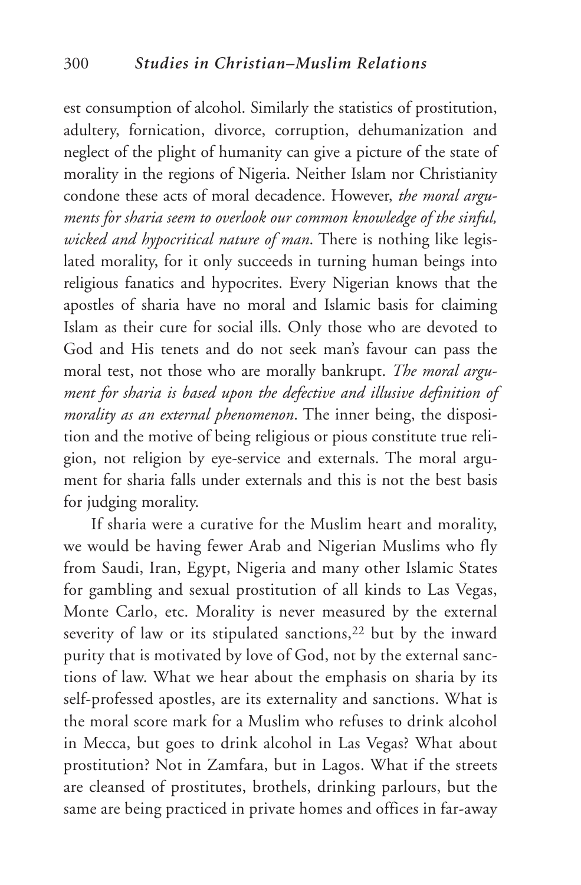est consumption of alcohol. Similarly the statistics of prostitution, adultery, fornication, divorce, corruption, dehumanization and neglect of the plight of humanity can give a picture of the state of morality in the regions of Nigeria. Neither Islam nor Christianity condone these acts of moral decadence. However, *the moral arguments for sharia seem to overlook our common knowledge of the sinful, wicked and hypocritical nature of man*. There is nothing like legislated morality, for it only succeeds in turning human beings into religious fanatics and hypocrites. Every Nigerian knows that the apostles of sharia have no moral and Islamic basis for claiming Islam as their cure for social ills. Only those who are devoted to God and His tenets and do not seek man's favour can pass the moral test, not those who are morally bankrupt. *The moral argument for sharia is based upon the defective and illusive definition of morality as an external phenomenon*. The inner being, the disposition and the motive of being religious or pious constitute true religion, not religion by eye-service and externals. The moral argument for sharia falls under externals and this is not the best basis for judging morality.

If sharia were a curative for the Muslim heart and morality, we would be having fewer Arab and Nigerian Muslims who fly from Saudi, Iran, Egypt, Nigeria and many other Islamic States for gambling and sexual prostitution of all kinds to Las Vegas, Monte Carlo, etc. Morality is never measured by the external severity of law or its stipulated sanctions,[22] but by the inward purity that is motivated by love of God, not by the external sanctions of law. What we hear about the emphasis on sharia by its self-professed apostles, are its externality and sanctions. What is the moral score mark for a Muslim who refuses to drink alcohol in Mecca, but goes to drink alcohol in Las Vegas? What about prostitution? Not in Zamfara, but in Lagos. What if the streets are cleansed of prostitutes, brothels, drinking parlours, but the same are being practiced in private homes and offices in far-away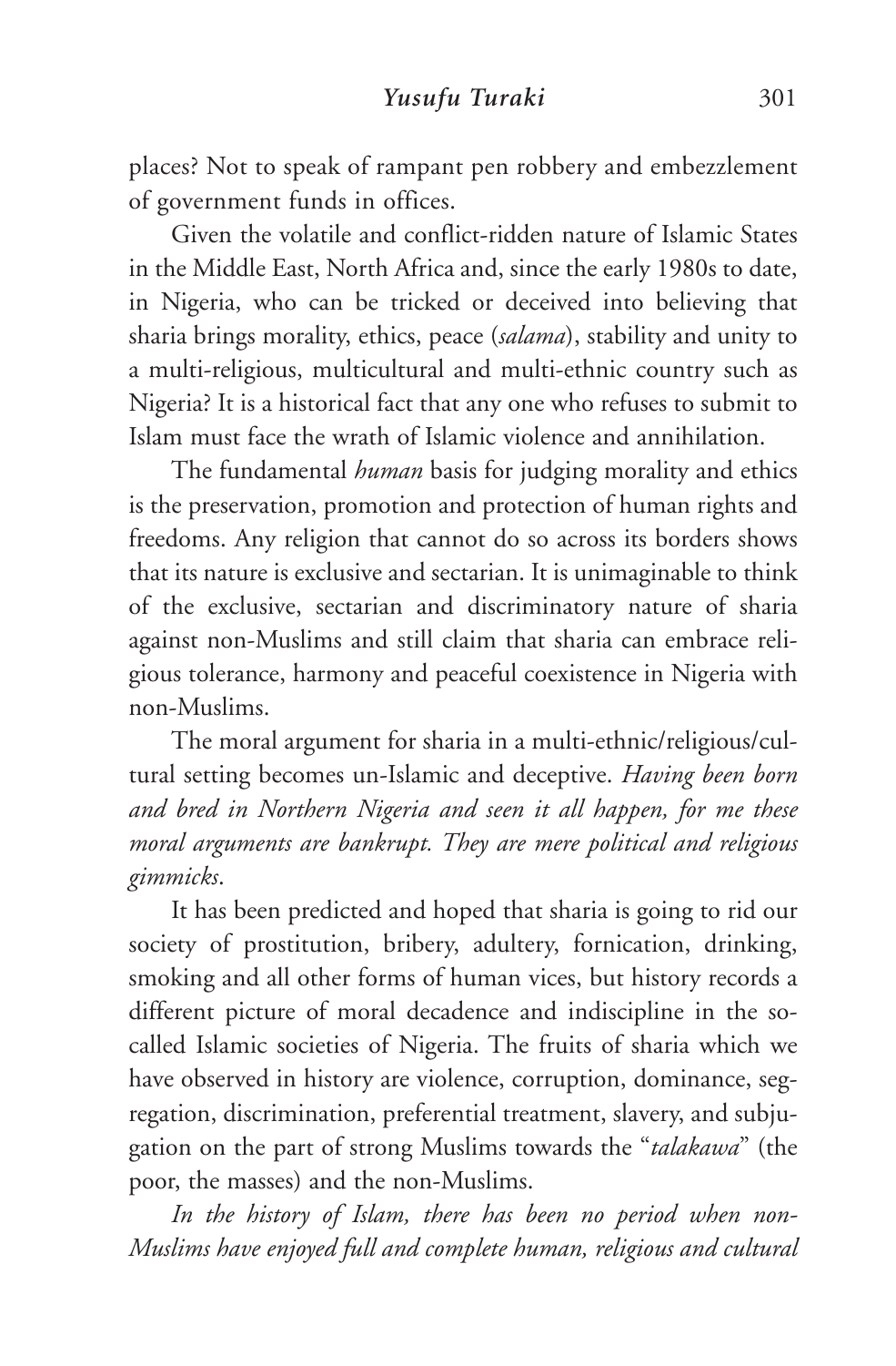places? Not to speak of rampant pen robbery and embezzlement of government funds in offices.

Given the volatile and conflict-ridden nature of Islamic States in the Middle East, North Africa and, since the early 1980s to date, in Nigeria, who can be tricked or deceived into believing that sharia brings morality, ethics, peace (*salama*), stability and unity to a multi-religious, multicultural and multi-ethnic country such as Nigeria? It is a historical fact that any one who refuses to submit to Islam must face the wrath of Islamic violence and annihilation.

The fundamental *human* basis for judging morality and ethics is the preservation, promotion and protection of human rights and freedoms. Any religion that cannot do so across its borders shows that its nature is exclusive and sectarian. It is unimaginable to think of the exclusive, sectarian and discriminatory nature of sharia against non-Muslims and still claim that sharia can embrace religious tolerance, harmony and peaceful coexistence in Nigeria with non-Muslims.

The moral argument for sharia in a multi-ethnic/religious/cultural setting becomes un-Islamic and deceptive. *Having been born and bred in Northern Nigeria and seen it all happen, for me these moral arguments are bankrupt. They are mere political and religious gimmicks*.

It has been predicted and hoped that sharia is going to rid our society of prostitution, bribery, adultery, fornication, drinking, smoking and all other forms of human vices, but history records a different picture of moral decadence and indiscipline in the so-called Islamic societies of Nigeria. The fruits of sharia which we have observed in history are violence, corruption, dominance, segregation, discrimination, preferential treatment, slavery, and subjugation on the part of strong Muslims towards the "*talakawa*" (the poor, the masses) and the non-Muslims.

*In the history of Islam, there has been no period when non-Muslims have enjoyed full and complete human, religious and cultural*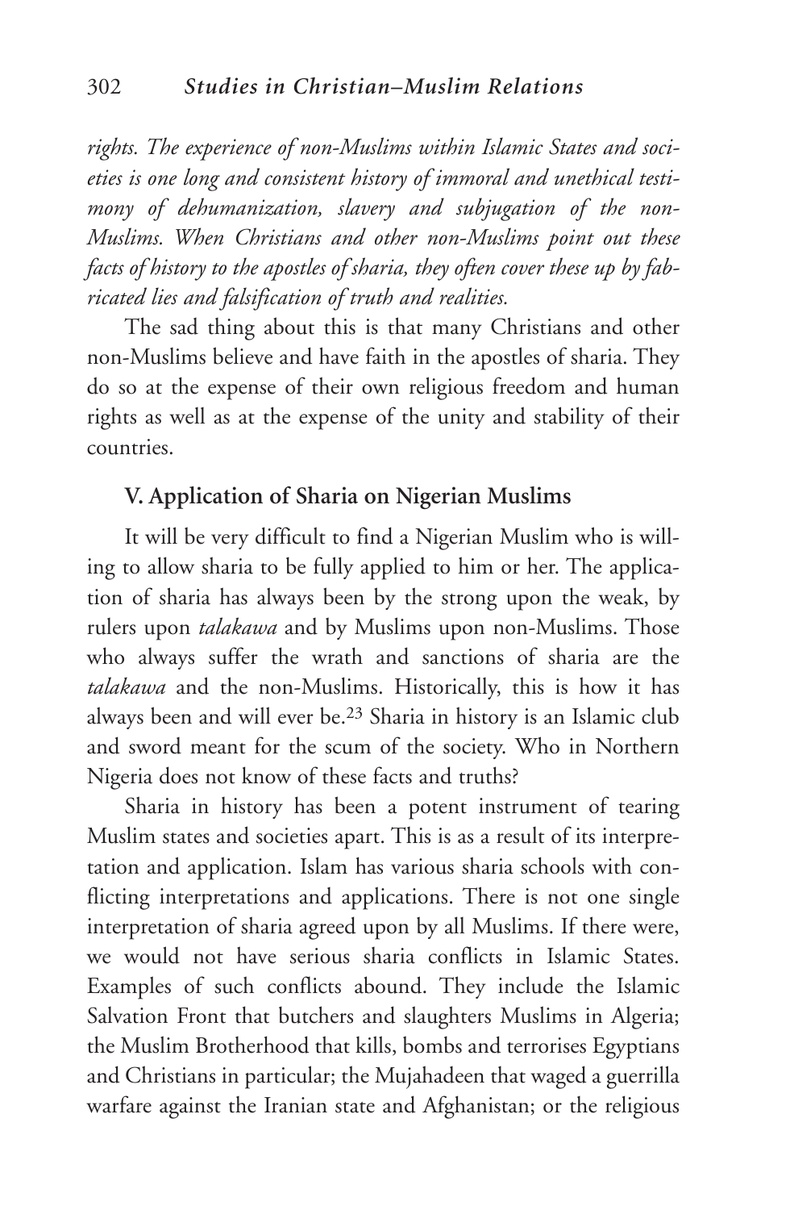*rights. The experience of non-Muslims within Islamic States and societies is one long and consistent history of immoral and unethical testimony of dehumanization, slavery and subjugation of the non-Muslims. When Christians and other non-Muslims point out these facts of history to the apostles of sharia, they often cover these up by fabricated lies and falsification of truth and realities.*

The sad thing about this is that many Christians and other non-Muslims believe and have faith in the apostles of sharia. They do so at the expense of their own religious freedom and human rights as well as at the expense of the unity and stability of their countries.

### V. Application of Sharia on Nigerian Muslims

It will be very difficult to find a Nigerian Muslim who is willing to allow sharia to be fully applied to him or her. The application of sharia has always been by the strong upon the weak, by rulers upon *talakawa* and by Muslims upon non-Muslims. Those who always suffer the wrath and sanctions of sharia are the *talakawa* and the non-Muslims. Historically, this is how it has always been and will ever be.[23] Sharia in history is an Islamic club and sword meant for the scum of the society. Who in Northern Nigeria does not know of these facts and truths?

Sharia in history has been a potent instrument of tearing Muslim states and societies apart. This is as a result of its interpretation and application. Islam has various sharia schools with conflicting interpretations and applications. There is not one single interpretation of sharia agreed upon by all Muslims. If there were, we would not have serious sharia conflicts in Islamic States. Examples of such conflicts abound. They include the Islamic Salvation Front that butchers and slaughters Muslims in Algeria; the Muslim Brotherhood that kills, bombs and terrorises Egyptians and Christians in particular; the Mujahadeen that waged a guerrilla warfare against the Iranian state and Afghanistan; or the religious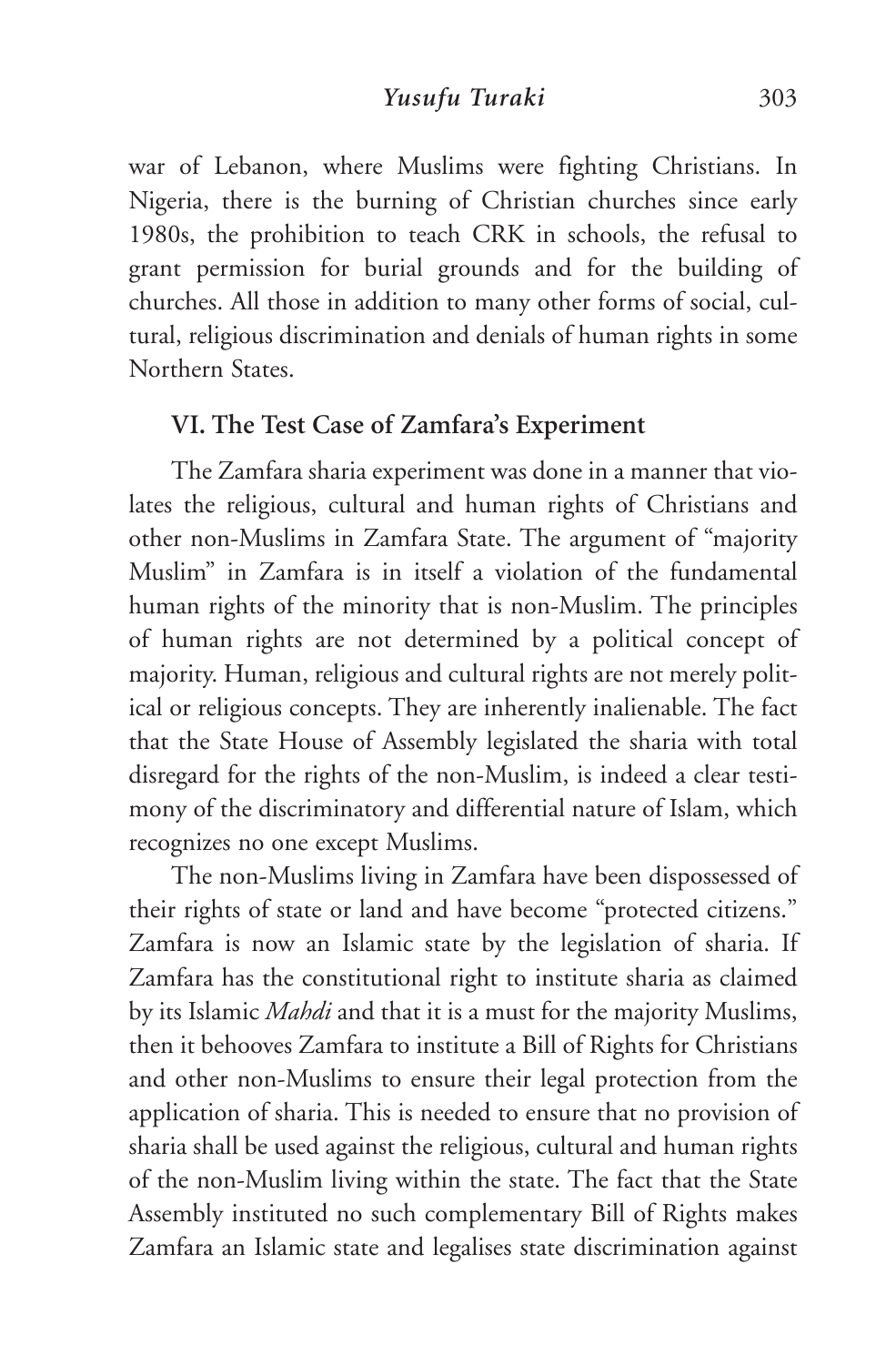war of Lebanon, where Muslims were fighting Christians. In Nigeria, there is the burning of Christian churches since early 1980s, the prohibition to teach CRK in schools, the refusal to grant permission for burial grounds and for the building of churches. All those in addition to many other forms of social, cultural, religious discrimination and denials of human rights in some Northern States.

## VI. The Test Case of Zamfara's Experiment

The Zamfara sharia experiment was done in a manner that violates the religious, cultural and human rights of Christians and other non-Muslims in Zamfara State. The argument of "majority Muslim" in Zamfara is in itself a violation of the fundamental human rights of the minority that is non-Muslim. The principles of human rights are not determined by a political concept of majority. Human, religious and cultural rights are not merely political or religious concepts. They are inherently inalienable. The fact that the State House of Assembly legislated the sharia with total disregard for the rights of the non-Muslim, is indeed a clear testimony of the discriminatory and differential nature of Islam, which recognizes no one except Muslims.

The non-Muslims living in Zamfara have been dispossessed of their rights of state or land and have become "protected citizens." Zamfara is now an Islamic state by the legislation of sharia. If Zamfara has the constitutional right to institute sharia as claimed by its Islamic *Mahdi* and that it is a must for the majority Muslims, then it behooves Zamfara to institute a Bill of Rights for Christians and other non-Muslims to ensure their legal protection from the application of sharia. This is needed to ensure that no provision of sharia shall be used against the religious, cultural and human rights of the non-Muslim living within the state. The fact that the State Assembly instituted no such complementary Bill of Rights makes Zamfara an Islamic state and legalises state discrimination against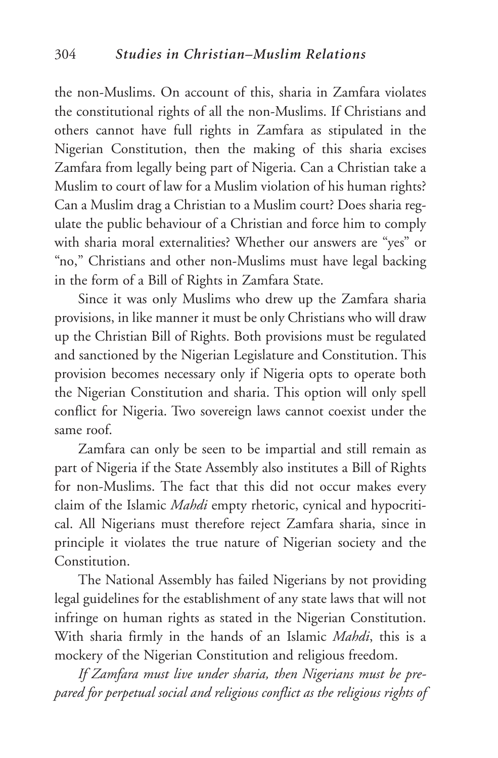the non-Muslims. On account of this, sharia in Zamfara violates the constitutional rights of all the non-Muslims. If Christians and others cannot have full rights in Zamfara as stipulated in the Nigerian Constitution, then the making of this sharia excises Zamfara from legally being part of Nigeria. Can a Christian take a Muslim to court of law for a Muslim violation of his human rights? Can a Muslim drag a Christian to a Muslim court? Does sharia regulate the public behaviour of a Christian and force him to comply with sharia moral externalities? Whether our answers are "yes" or "no," Christians and other non-Muslims must have legal backing in the form of a Bill of Rights in Zamfara State.

Since it was only Muslims who drew up the Zamfara sharia provisions, in like manner it must be only Christians who will draw up the Christian Bill of Rights. Both provisions must be regulated and sanctioned by the Nigerian Legislature and Constitution. This provision becomes necessary only if Nigeria opts to operate both the Nigerian Constitution and sharia. This option will only spell conflict for Nigeria. Two sovereign laws cannot coexist under the same roof.

Zamfara can only be seen to be impartial and still remain as part of Nigeria if the State Assembly also institutes a Bill of Rights for non-Muslims. The fact that this did not occur makes every claim of the Islamic *Mahdi* empty rhetoric, cynical and hypocritical. All Nigerians must therefore reject Zamfara sharia, since in principle it violates the true nature of Nigerian society and the Constitution.

The National Assembly has failed Nigerians by not providing legal guidelines for the establishment of any state laws that will not infringe on human rights as stated in the Nigerian Constitution. With sharia firmly in the hands of an Islamic *Mahdi*, this is a mockery of the Nigerian Constitution and religious freedom.

*If Zamfara must live under sharia, then Nigerians must be prepared for perpetual social and religious conflict as the religious rights of*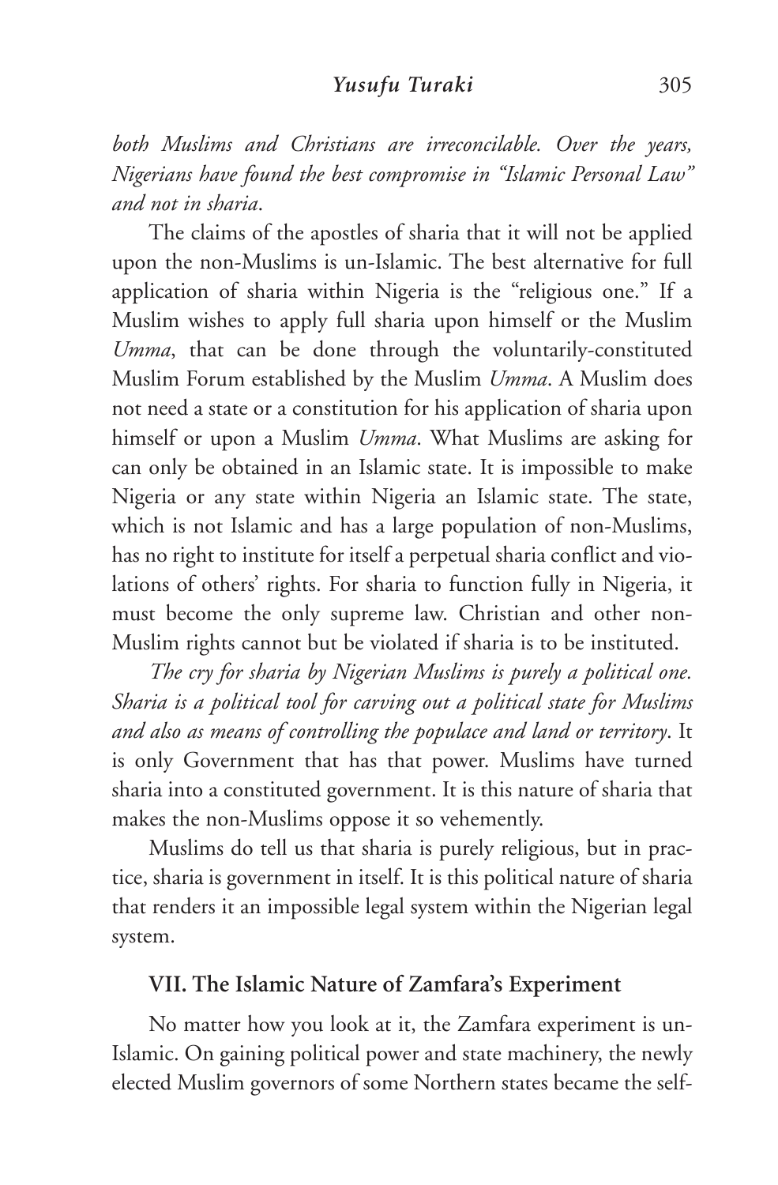*both Muslims and Christians are irreconcilable. Over the years, Nigerians have found the best compromise in "Islamic Personal Law" and not in sharia*.

The claims of the apostles of sharia that it will not be applied upon the non-Muslims is un-Islamic. The best alternative for full application of sharia within Nigeria is the "religious one." If a Muslim wishes to apply full sharia upon himself or the Muslim *Umma*, that can be done through the voluntarily-constituted Muslim Forum established by the Muslim *Umma*. A Muslim does not need a state or a constitution for his application of sharia upon himself or upon a Muslim *Umma*. What Muslims are asking for can only be obtained in an Islamic state. It is impossible to make Nigeria or any state within Nigeria an Islamic state. The state, which is not Islamic and has a large population of non-Muslims, has no right to institute for itself a perpetual sharia conflict and violations of others' rights. For sharia to function fully in Nigeria, it must become the only supreme law. Christian and other non-Muslim rights cannot but be violated if sharia is to be instituted.

*The cry for sharia by Nigerian Muslims is purely a political one. Sharia is a political tool for carving out a political state for Muslims and also as means of controlling the populace and land or territory*. It is only Government that has that power. Muslims have turned sharia into a constituted government. It is this nature of sharia that makes the non-Muslims oppose it so vehemently.

Muslims do tell us that sharia is purely religious, but in practice, sharia is government in itself. It is this political nature of sharia that renders it an impossible legal system within the Nigerian legal system.

## VII. The Islamic Nature of Zamfara's Experiment

No matter how you look at it, the Zamfara experiment is un-Islamic. On gaining political power and state machinery, the newly elected Muslim governors of some Northern states became the self-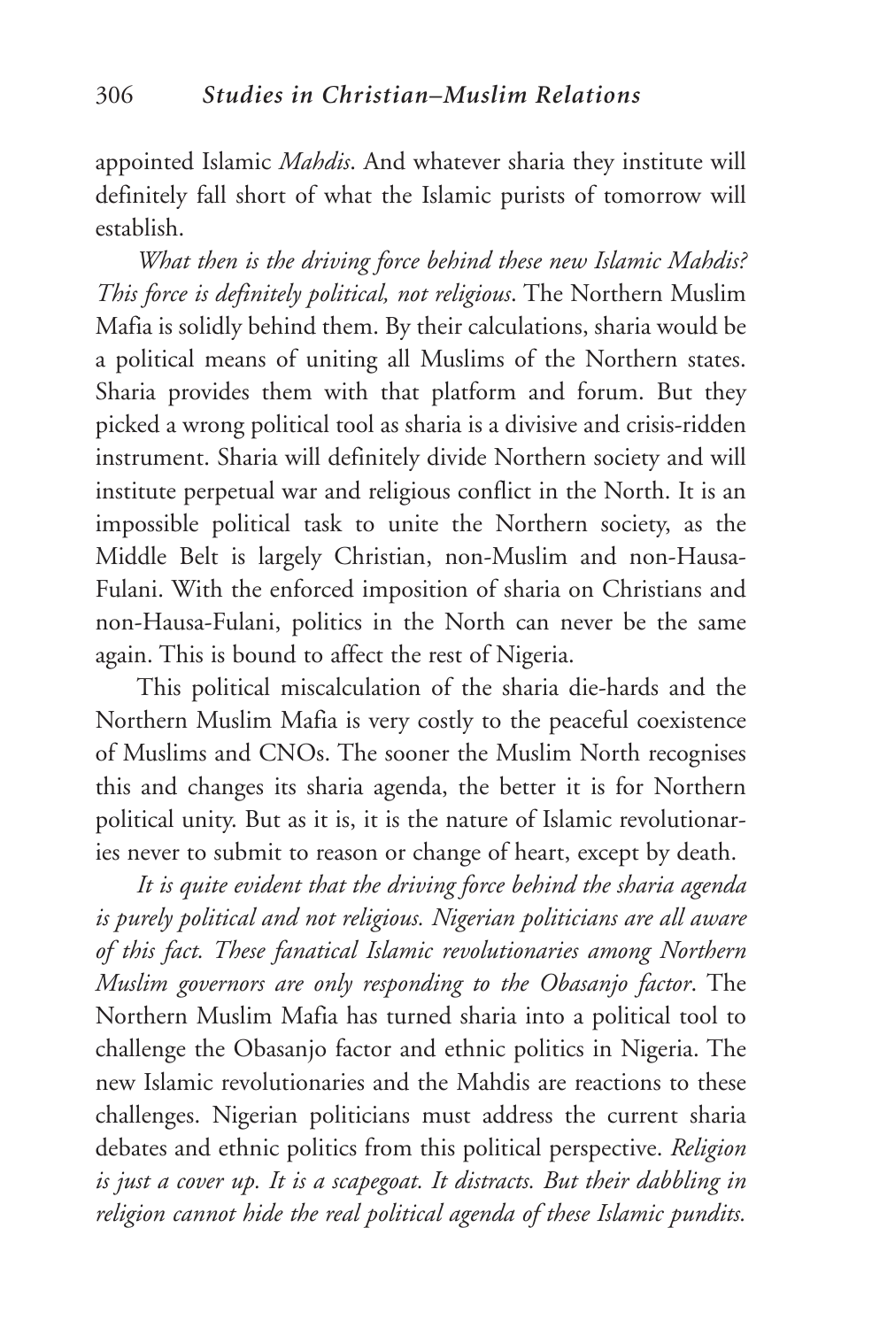appointed Islamic *Mahdis*. And whatever sharia they institute will definitely fall short of what the Islamic purists of tomorrow will establish.

*What then is the driving force behind these new Islamic Mahdis? This force is definitely political, not religious*. The Northern Muslim Mafia is solidly behind them. By their calculations, sharia would be a political means of uniting all Muslims of the Northern states. Sharia provides them with that platform and forum. But they picked a wrong political tool as sharia is a divisive and crisis-ridden instrument. Sharia will definitely divide Northern society and will institute perpetual war and religious conflict in the North. It is an impossible political task to unite the Northern society, as the Middle Belt is largely Christian, non-Muslim and non-Hausa-Fulani. With the enforced imposition of sharia on Christians and non-Hausa-Fulani, politics in the North can never be the same again. This is bound to affect the rest of Nigeria.

This political miscalculation of the sharia die-hards and the Northern Muslim Mafia is very costly to the peaceful coexistence of Muslims and CNOs. The sooner the Muslim North recognises this and changes its sharia agenda, the better it is for Northern political unity. But as it is, it is the nature of Islamic revolutionaries never to submit to reason or change of heart, except by death.

*It is quite evident that the driving force behind the sharia agenda is purely political and not religious. Nigerian politicians are all aware of this fact. These fanatical Islamic revolutionaries among Northern Muslim governors are only responding to the Obasanjo factor*. The Northern Muslim Mafia has turned sharia into a political tool to challenge the Obasanjo factor and ethnic politics in Nigeria. The new Islamic revolutionaries and the Mahdis are reactions to these challenges. Nigerian politicians must address the current sharia debates and ethnic politics from this political perspective. *Religion is just a cover up. It is a scapegoat. It distracts. But their dabbling in religion cannot hide the real political agenda of these Islamic pundits.*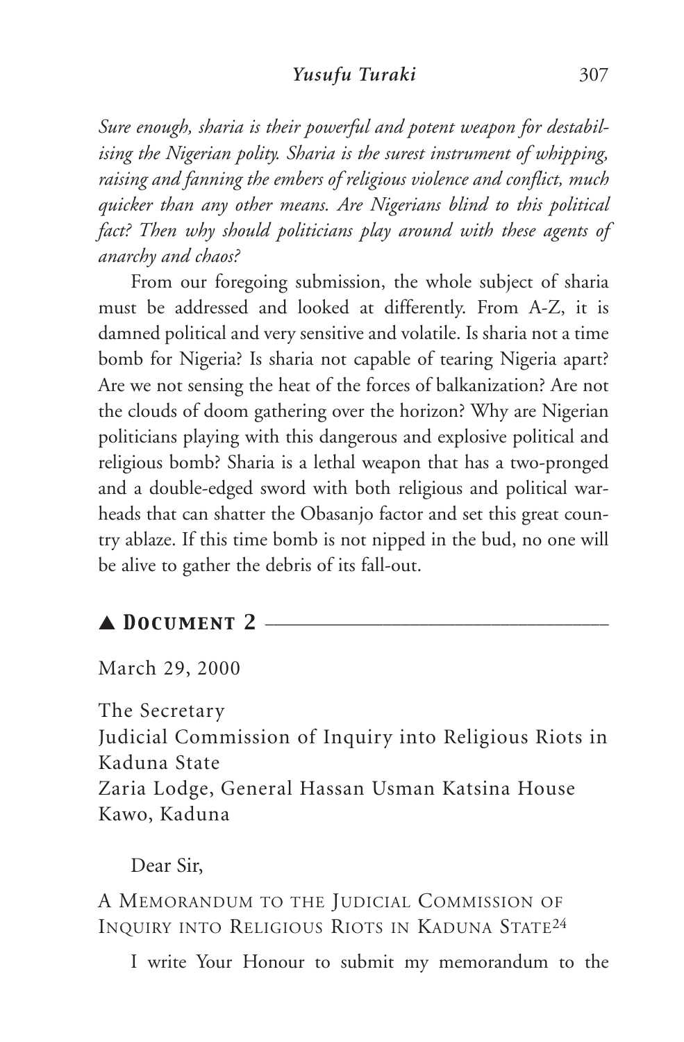*Sure enough, sharia is their powerful and potent weapon for destabilising the Nigerian polity. Sharia is the surest instrument of whipping, raising and fanning the embers of religious violence and conflict, much quicker than any other means. Are Nigerians blind to this political fact? Then why should politicians play around with these agents of anarchy and chaos?*

From our foregoing submission, the whole subject of sharia must be addressed and looked at differently. From A-Z, it is damned political and very sensitive and volatile. Is sharia not a time bomb for Nigeria? Is sharia not capable of tearing Nigeria apart? Are we not sensing the heat of the forces of balkanization? Are not the clouds of doom gathering over the horizon? Why are Nigerian politicians playing with this dangerous and explosive political and religious bomb? Sharia is a lethal weapon that has a two-pronged and a double-edged sword with both religious and political warheads that can shatter the Obasanjo factor and set this great country ablaze. If this time bomb is not nipped in the bud, no one will be alive to gather the debris of its fall-out.

## ▲ Document 2

March 29, 2000

The Secretary
Judicial Commission of Inquiry into Religious Riots in Kaduna State
Zaria Lodge, General Hassan Usman Katsina House
Kawo, Kaduna

Dear Sir,

A Memorandum to the Judicial Commission of Inquiry into Religious Riots in Kaduna State[24]

I write Your Honour to submit my memorandum to the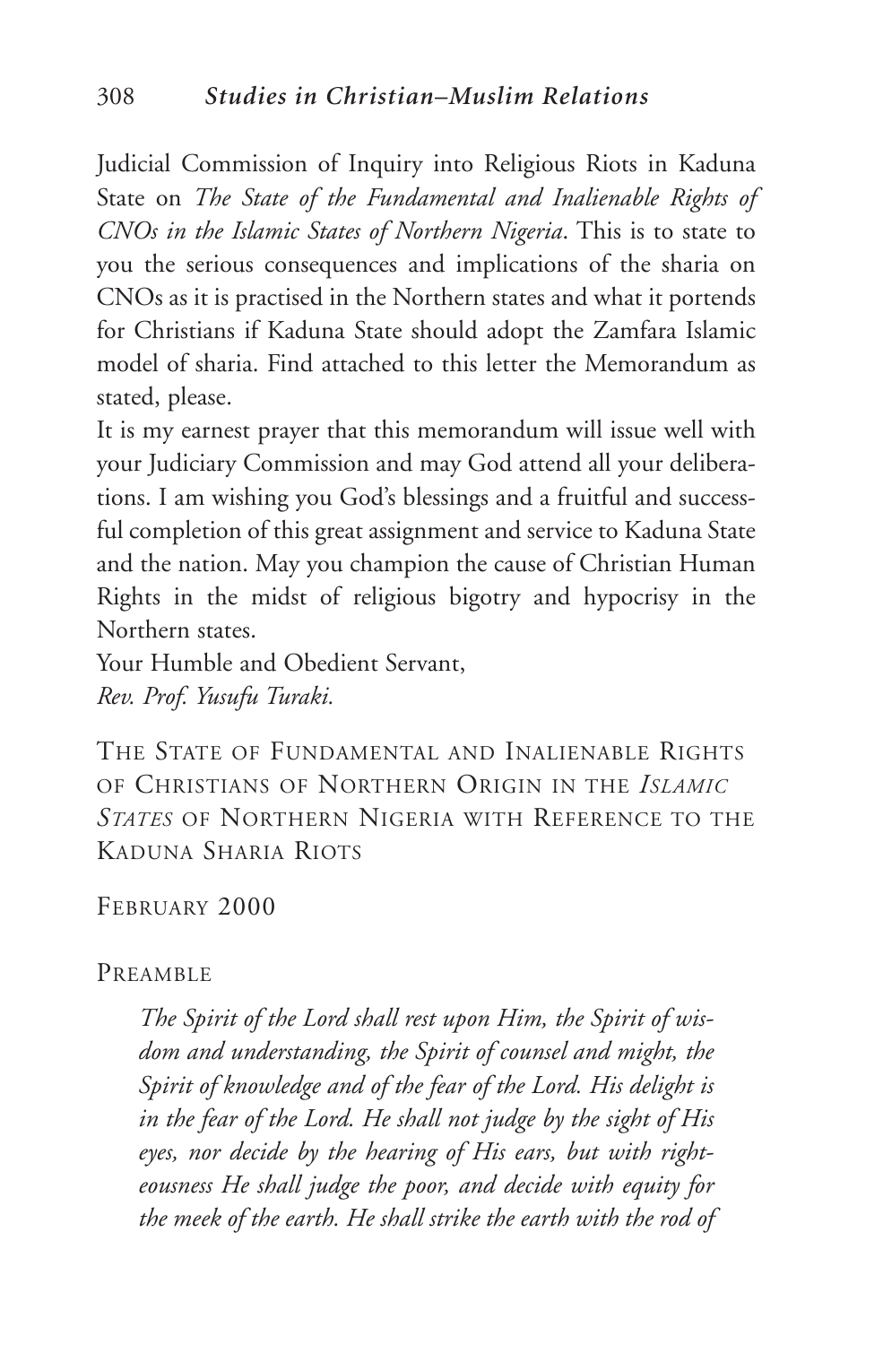Judicial Commission of Inquiry into Religious Riots in Kaduna State on *The State of the Fundamental and Inalienable Rights of CNOs in the Islamic States of Northern Nigeria*. This is to state to you the serious consequences and implications of the sharia on CNOs as it is practised in the Northern states and what it portends for Christians if Kaduna State should adopt the Zamfara Islamic model of sharia. Find attached to this letter the Memorandum as stated, please.

It is my earnest prayer that this memorandum will issue well with your Judiciary Commission and may God attend all your deliberations. I am wishing you God's blessings and a fruitful and successful completion of this great assignment and service to Kaduna State and the nation. May you champion the cause of Christian Human Rights in the midst of religious bigotry and hypocrisy in the Northern states.

Your Humble and Obedient Servant,
*Rev. Prof. Yusufu Turaki.*

## The State of Fundamental and Inalienable Rights of Christians of Northern Origin in the *Islamic States* of Northern Nigeria with Reference to the Kaduna Sharia Riots

February 2000

### Preamble

> *The Spirit of the Lord shall rest upon Him, the Spirit of wisdom and understanding, the Spirit of counsel and might, the Spirit of knowledge and of the fear of the Lord. His delight is in the fear of the Lord. He shall not judge by the sight of His eyes, nor decide by the hearing of His ears, but with righteousness He shall judge the poor, and decide with equity for the meek of the earth. He shall strike the earth with the rod of*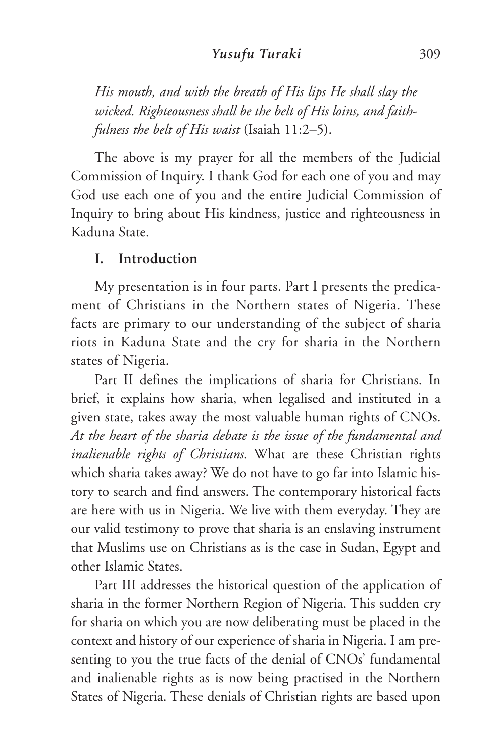*His mouth, and with the breath of His lips He shall slay the wicked. Righteousness shall be the belt of His loins, and faithfulness the belt of His waist* (Isaiah 11:2–5).

The above is my prayer for all the members of the Judicial Commission of Inquiry. I thank God for each one of you and may God use each one of you and the entire Judicial Commission of Inquiry to bring about His kindness, justice and righteousness in Kaduna State.

## I. Introduction

My presentation is in four parts. Part I presents the predicament of Christians in the Northern states of Nigeria. These facts are primary to our understanding of the subject of sharia riots in Kaduna State and the cry for sharia in the Northern states of Nigeria.

Part II defines the implications of sharia for Christians. In brief, it explains how sharia, when legalised and instituted in a given state, takes away the most valuable human rights of CNOs. *At the heart of the sharia debate is the issue of the fundamental and inalienable rights of Christians*. What are these Christian rights which sharia takes away? We do not have to go far into Islamic history to search and find answers. The contemporary historical facts are here with us in Nigeria. We live with them everyday. They are our valid testimony to prove that sharia is an enslaving instrument that Muslims use on Christians as is the case in Sudan, Egypt and other Islamic States.

Part III addresses the historical question of the application of sharia in the former Northern Region of Nigeria. This sudden cry for sharia on which you are now deliberating must be placed in the context and history of our experience of sharia in Nigeria. I am presenting to you the true facts of the denial of CNOs' fundamental and inalienable rights as is now being practised in the Northern States of Nigeria. These denials of Christian rights are based upon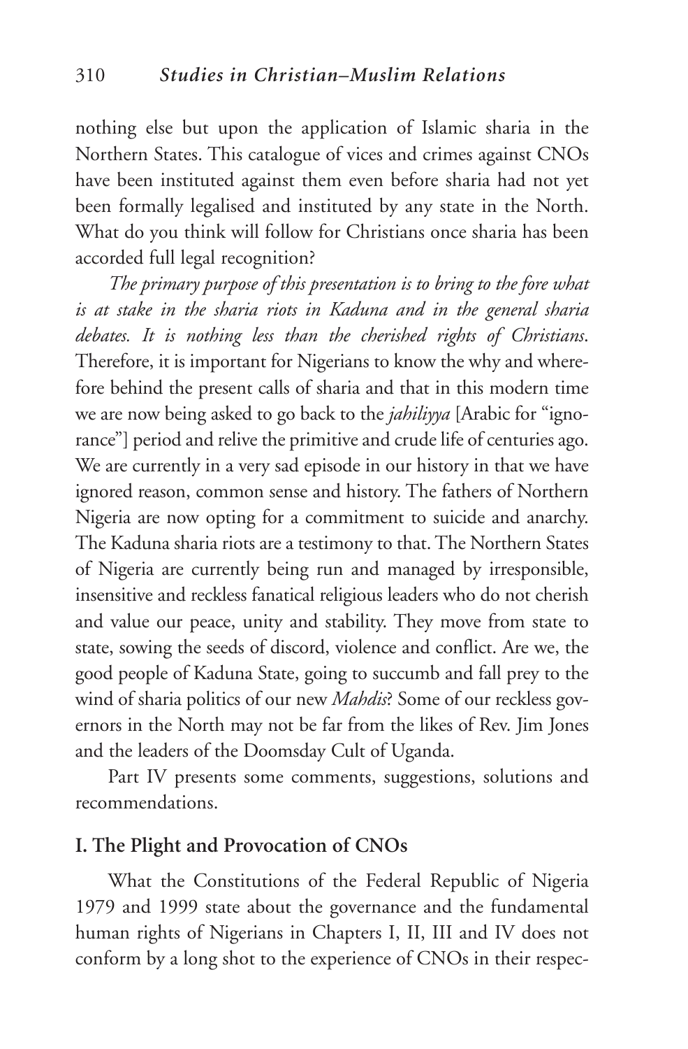nothing else but upon the application of Islamic sharia in the Northern States. This catalogue of vices and crimes against CNOs have been instituted against them even before sharia had not yet been formally legalised and instituted by any state in the North. What do you think will follow for Christians once sharia has been accorded full legal recognition?

*The primary purpose of this presentation is to bring to the fore what is at stake in the sharia riots in Kaduna and in the general sharia debates. It is nothing less than the cherished rights of Christians*. Therefore, it is important for Nigerians to know the why and wherefore behind the present calls of sharia and that in this modern time we are now being asked to go back to the *jahiliyya* [Arabic for "ignorance"] period and relive the primitive and crude life of centuries ago. We are currently in a very sad episode in our history in that we have ignored reason, common sense and history. The fathers of Northern Nigeria are now opting for a commitment to suicide and anarchy. The Kaduna sharia riots are a testimony to that. The Northern States of Nigeria are currently being run and managed by irresponsible, insensitive and reckless fanatical religious leaders who do not cherish and value our peace, unity and stability. They move from state to state, sowing the seeds of discord, violence and conflict. Are we, the good people of Kaduna State, going to succumb and fall prey to the wind of sharia politics of our new *Mahdis*? Some of our reckless governors in the North may not be far from the likes of Rev. Jim Jones and the leaders of the Doomsday Cult of Uganda.

Part IV presents some comments, suggestions, solutions and recommendations.

## I. The Plight and Provocation of CNOs

What the Constitutions of the Federal Republic of Nigeria 1979 and 1999 state about the governance and the fundamental human rights of Nigerians in Chapters I, II, III and IV does not conform by a long shot to the experience of CNOs in their respec-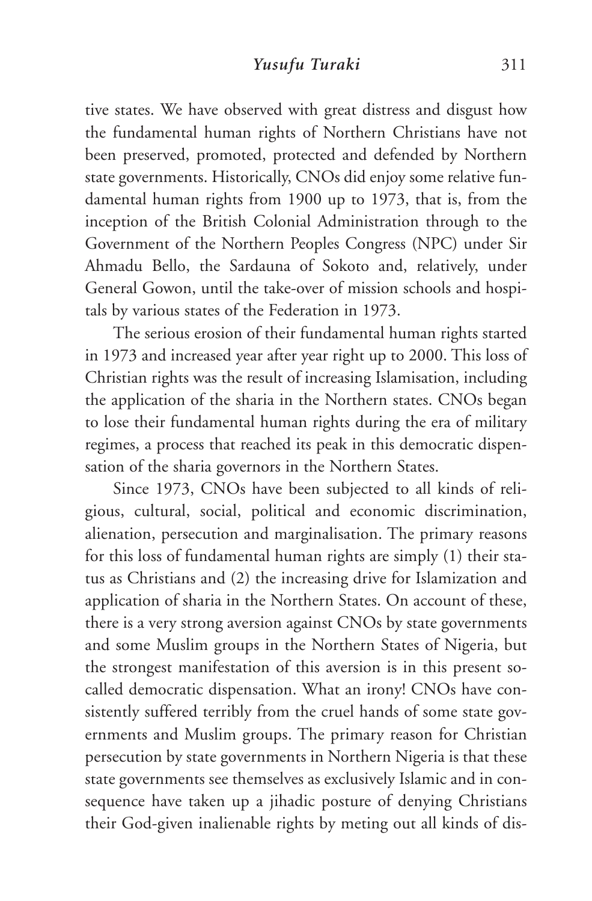tive states. We have observed with great distress and disgust how the fundamental human rights of Northern Christians have not been preserved, promoted, protected and defended by Northern state governments. Historically, CNOs did enjoy some relative fundamental human rights from 1900 up to 1973, that is, from the inception of the British Colonial Administration through to the Government of the Northern Peoples Congress (NPC) under Sir Ahmadu Bello, the Sardauna of Sokoto and, relatively, under General Gowon, until the take-over of mission schools and hospitals by various states of the Federation in 1973.

The serious erosion of their fundamental human rights started in 1973 and increased year after year right up to 2000. This loss of Christian rights was the result of increasing Islamisation, including the application of the sharia in the Northern states. CNOs began to lose their fundamental human rights during the era of military regimes, a process that reached its peak in this democratic dispensation of the sharia governors in the Northern States.

Since 1973, CNOs have been subjected to all kinds of religious, cultural, social, political and economic discrimination, alienation, persecution and marginalisation. The primary reasons for this loss of fundamental human rights are simply (1) their status as Christians and (2) the increasing drive for Islamization and application of sharia in the Northern States. On account of these, there is a very strong aversion against CNOs by state governments and some Muslim groups in the Northern States of Nigeria, but the strongest manifestation of this aversion is in this present so-called democratic dispensation. What an irony! CNOs have consistently suffered terribly from the cruel hands of some state governments and Muslim groups. The primary reason for Christian persecution by state governments in Northern Nigeria is that these state governments see themselves as exclusively Islamic and in consequence have taken up a jihadic posture of denying Christians their God-given inalienable rights by meting out all kinds of dis-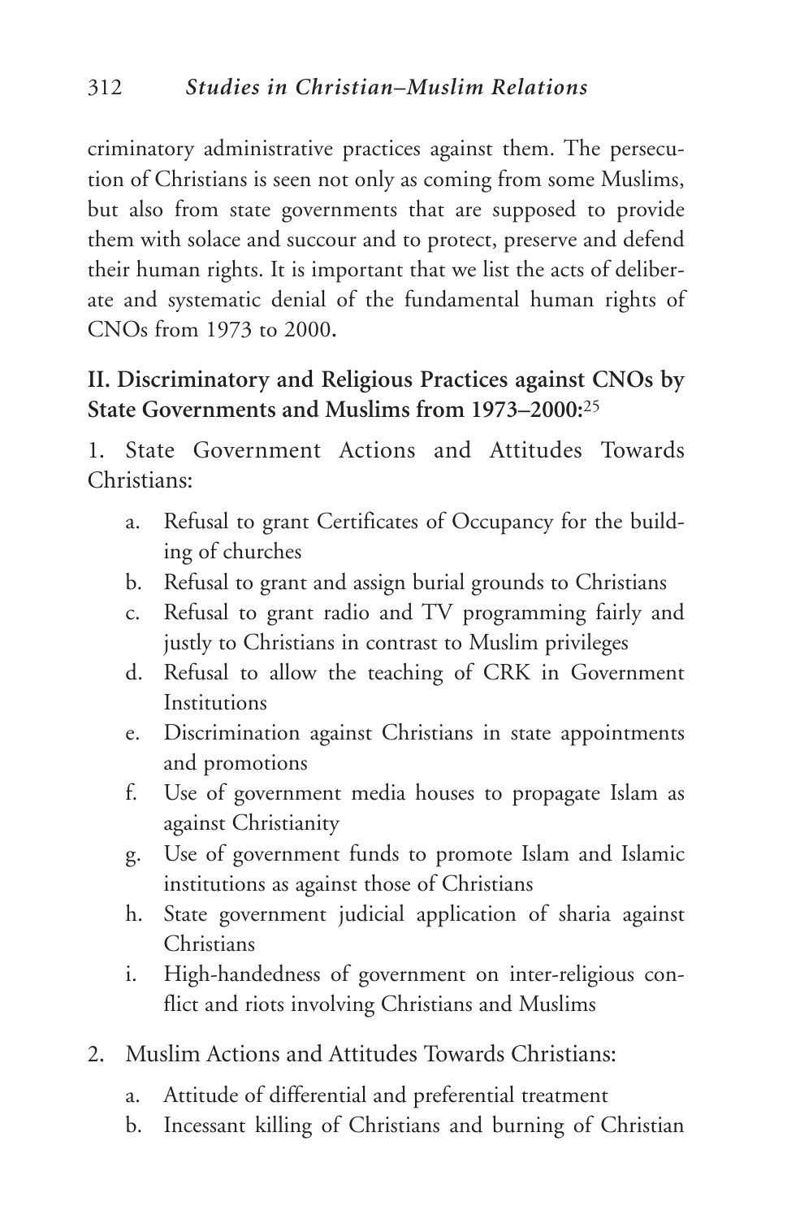criminatory administrative practices against them. The persecution of Christians is seen not only as coming from some Muslims, but also from state governments that are supposed to provide them with solace and succour and to protect, preserve and defend their human rights. It is important that we list the acts of deliberate and systematic denial of the fundamental human rights of CNOs from 1973 to 2000.

## II. Discriminatory and Religious Practices against CNOs by State Governments and Muslims from 1973–2000:[25]

1. State Government Actions and Attitudes Towards Christians:
   a. Refusal to grant Certificates of Occupancy for the building of churches
   b. Refusal to grant and assign burial grounds to Christians
   c. Refusal to grant radio and TV programming fairly and justly to Christians in contrast to Muslim privileges
   d. Refusal to allow the teaching of CRK in Government Institutions
   e. Discrimination against Christians in state appointments and promotions
   f. Use of government media houses to propagate Islam as against Christianity
   g. Use of government funds to promote Islam and Islamic institutions as against those of Christians
   h. State government judicial application of sharia against Christians
   i. High-handedness of government on inter-religious conflict and riots involving Christians and Muslims

2. Muslim Actions and Attitudes Towards Christians:
   a. Attitude of differential and preferential treatment
   b. Incessant killing of Christians and burning of Christian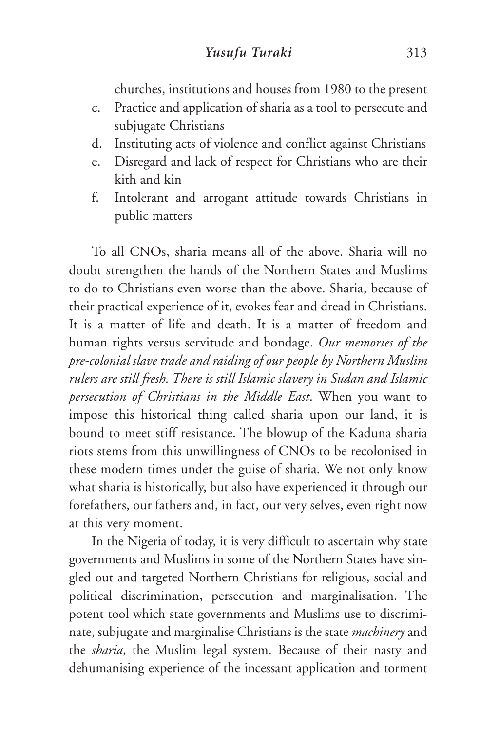churches, institutions and houses from 1980 to the present

c. Practice and application of sharia as a tool to persecute and subjugate Christians
d. Instituting acts of violence and conflict against Christians
e. Disregard and lack of respect for Christians who are their kith and kin
f. Intolerant and arrogant attitude towards Christians in public matters

To all CNOs, sharia means all of the above. Sharia will no doubt strengthen the hands of the Northern States and Muslims to do to Christians even worse than the above. Sharia, because of their practical experience of it, evokes fear and dread in Christians. It is a matter of life and death. It is a matter of freedom and human rights versus servitude and bondage. *Our memories of the pre-colonial slave trade and raiding of our people by Northern Muslim rulers are still fresh. There is still Islamic slavery in Sudan and Islamic persecution of Christians in the Middle East*. When you want to impose this historical thing called sharia upon our land, it is bound to meet stiff resistance. The blowup of the Kaduna sharia riots stems from this unwillingness of CNOs to be recolonised in these modern times under the guise of sharia. We not only know what sharia is historically, but also have experienced it through our forefathers, our fathers and, in fact, our very selves, even right now at this very moment.

In the Nigeria of today, it is very difficult to ascertain why state governments and Muslims in some of the Northern States have singled out and targeted Northern Christians for religious, social and political discrimination, persecution and marginalisation. The potent tool which state governments and Muslims use to discriminate, subjugate and marginalise Christians is the state *machinery* and the *sharia*, the Muslim legal system. Because of their nasty and dehumanising experience of the incessant application and torment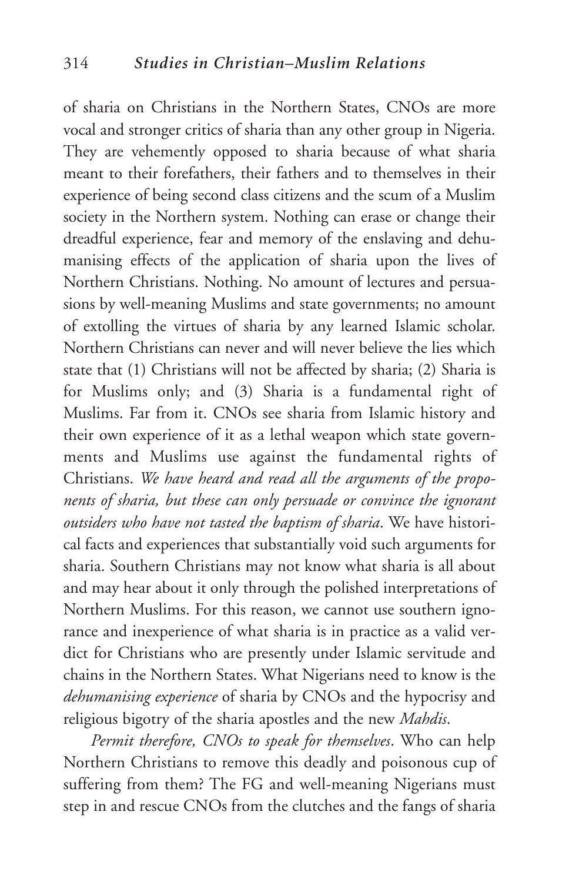of sharia on Christians in the Northern States, CNOs are more vocal and stronger critics of sharia than any other group in Nigeria. They are vehemently opposed to sharia because of what sharia meant to their forefathers, their fathers and to themselves in their experience of being second class citizens and the scum of a Muslim society in the Northern system. Nothing can erase or change their dreadful experience, fear and memory of the enslaving and dehumanising effects of the application of sharia upon the lives of Northern Christians. Nothing. No amount of lectures and persuasions by well-meaning Muslims and state governments; no amount of extolling the virtues of sharia by any learned Islamic scholar. Northern Christians can never and will never believe the lies which state that (1) Christians will not be affected by sharia; (2) Sharia is for Muslims only; and (3) Sharia is a fundamental right of Muslims. Far from it. CNOs see sharia from Islamic history and their own experience of it as a lethal weapon which state governments and Muslims use against the fundamental rights of Christians. *We have heard and read all the arguments of the proponents of sharia, but these can only persuade or convince the ignorant outsiders who have not tasted the baptism of sharia*. We have historical facts and experiences that substantially void such arguments for sharia. Southern Christians may not know what sharia is all about and may hear about it only through the polished interpretations of Northern Muslims. For this reason, we cannot use southern ignorance and inexperience of what sharia is in practice as a valid verdict for Christians who are presently under Islamic servitude and chains in the Northern States. What Nigerians need to know is the *dehumanising experience* of sharia by CNOs and the hypocrisy and religious bigotry of the sharia apostles and the new *Mahdis*.

*Permit therefore, CNOs to speak for themselves*. Who can help Northern Christians to remove this deadly and poisonous cup of suffering from them? The FG and well-meaning Nigerians must step in and rescue CNOs from the clutches and the fangs of sharia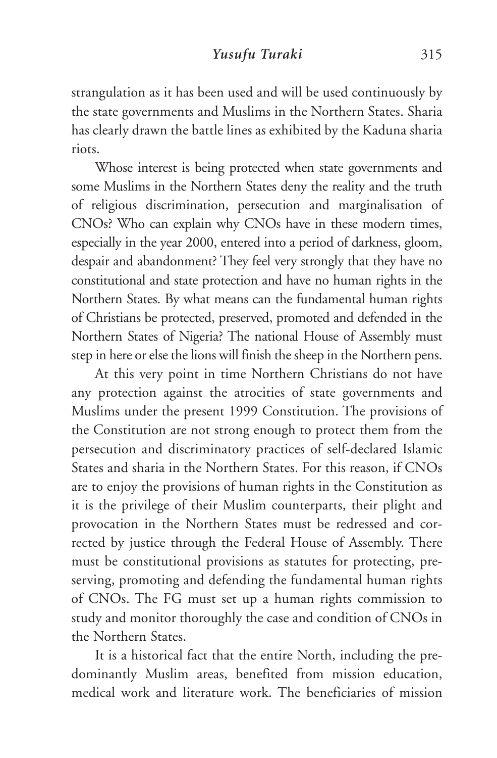strangulation as it has been used and will be used continuously by the state governments and Muslims in the Northern States. Sharia has clearly drawn the battle lines as exhibited by the Kaduna sharia riots.

Whose interest is being protected when state governments and some Muslims in the Northern States deny the reality and the truth of religious discrimination, persecution and marginalisation of CNOs? Who can explain why CNOs have in these modern times, especially in the year 2000, entered into a period of darkness, gloom, despair and abandonment? They feel very strongly that they have no constitutional and state protection and have no human rights in the Northern States. By what means can the fundamental human rights of Christians be protected, preserved, promoted and defended in the Northern States of Nigeria? The national House of Assembly must step in here or else the lions will finish the sheep in the Northern pens.

At this very point in time Northern Christians do not have any protection against the atrocities of state governments and Muslims under the present 1999 Constitution. The provisions of the Constitution are not strong enough to protect them from the persecution and discriminatory practices of self-declared Islamic States and sharia in the Northern States. For this reason, if CNOs are to enjoy the provisions of human rights in the Constitution as it is the privilege of their Muslim counterparts, their plight and provocation in the Northern States must be redressed and corrected by justice through the Federal House of Assembly. There must be constitutional provisions as statutes for protecting, preserving, promoting and defending the fundamental human rights of CNOs. The FG must set up a human rights commission to study and monitor thoroughly the case and condition of CNOs in the Northern States.

It is a historical fact that the entire North, including the predominantly Muslim areas, benefited from mission education, medical work and literature work. The beneficiaries of mission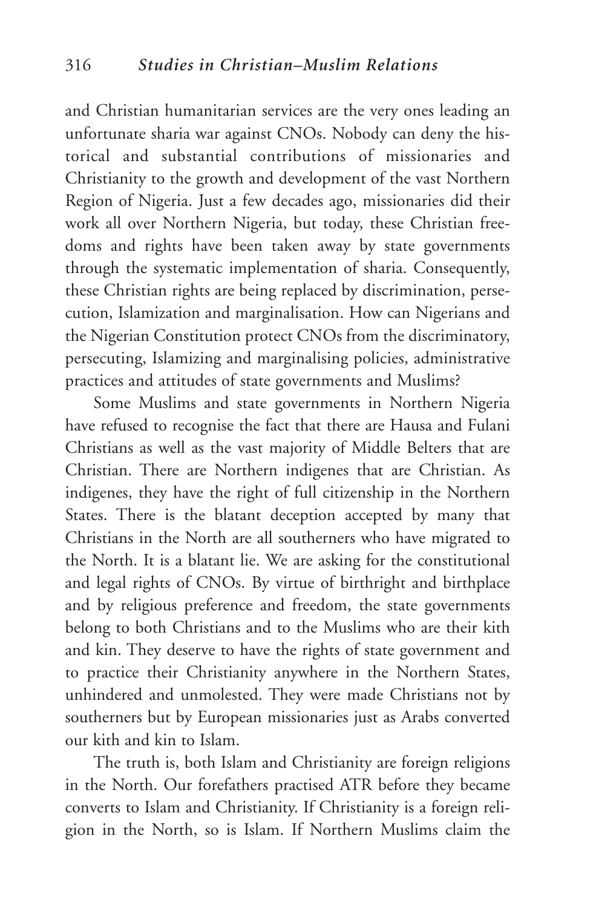and Christian humanitarian services are the very ones leading an unfortunate sharia war against CNOs. Nobody can deny the historical and substantial contributions of missionaries and Christianity to the growth and development of the vast Northern Region of Nigeria. Just a few decades ago, missionaries did their work all over Northern Nigeria, but today, these Christian freedoms and rights have been taken away by state governments through the systematic implementation of sharia. Consequently, these Christian rights are being replaced by discrimination, persecution, Islamization and marginalisation. How can Nigerians and the Nigerian Constitution protect CNOs from the discriminatory, persecuting, Islamizing and marginalising policies, administrative practices and attitudes of state governments and Muslims?

Some Muslims and state governments in Northern Nigeria have refused to recognise the fact that there are Hausa and Fulani Christians as well as the vast majority of Middle Belters that are Christian. There are Northern indigenes that are Christian. As indigenes, they have the right of full citizenship in the Northern States. There is the blatant deception accepted by many that Christians in the North are all southerners who have migrated to the North. It is a blatant lie. We are asking for the constitutional and legal rights of CNOs. By virtue of birthright and birthplace and by religious preference and freedom, the state governments belong to both Christians and to the Muslims who are their kith and kin. They deserve to have the rights of state government and to practice their Christianity anywhere in the Northern States, unhindered and unmolested. They were made Christians not by southerners but by European missionaries just as Arabs converted our kith and kin to Islam.

The truth is, both Islam and Christianity are foreign religions in the North. Our forefathers practised ATR before they became converts to Islam and Christianity. If Christianity is a foreign religion in the North, so is Islam. If Northern Muslims claim the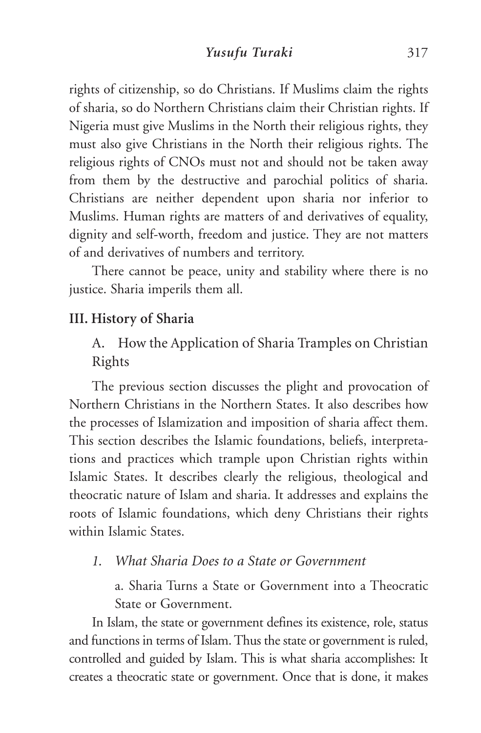rights of citizenship, so do Christians. If Muslims claim the rights of sharia, so do Northern Christians claim their Christian rights. If Nigeria must give Muslims in the North their religious rights, they must also give Christians in the North their religious rights. The religious rights of CNOs must not and should not be taken away from them by the destructive and parochial politics of sharia. Christians are neither dependent upon sharia nor inferior to Muslims. Human rights are matters of and derivatives of equality, dignity and self-worth, freedom and justice. They are not matters of and derivatives of numbers and territory.

There cannot be peace, unity and stability where there is no justice. Sharia imperils them all.

## III. History of Sharia

### A. How the Application of Sharia Tramples on Christian Rights

The previous section discusses the plight and provocation of Northern Christians in the Northern States. It also describes how the processes of Islamization and imposition of sharia affect them. This section describes the Islamic foundations, beliefs, interpretations and practices which trample upon Christian rights within Islamic States. It describes clearly the religious, theological and theocratic nature of Islam and sharia. It addresses and explains the roots of Islamic foundations, which deny Christians their rights within Islamic States.

#### *1. What Sharia Does to a State or Government*

a. Sharia Turns a State or Government into a Theocratic State or Government.

In Islam, the state or government defines its existence, role, status and functions in terms of Islam. Thus the state or government is ruled, controlled and guided by Islam. This is what sharia accomplishes: It creates a theocratic state or government. Once that is done, it makes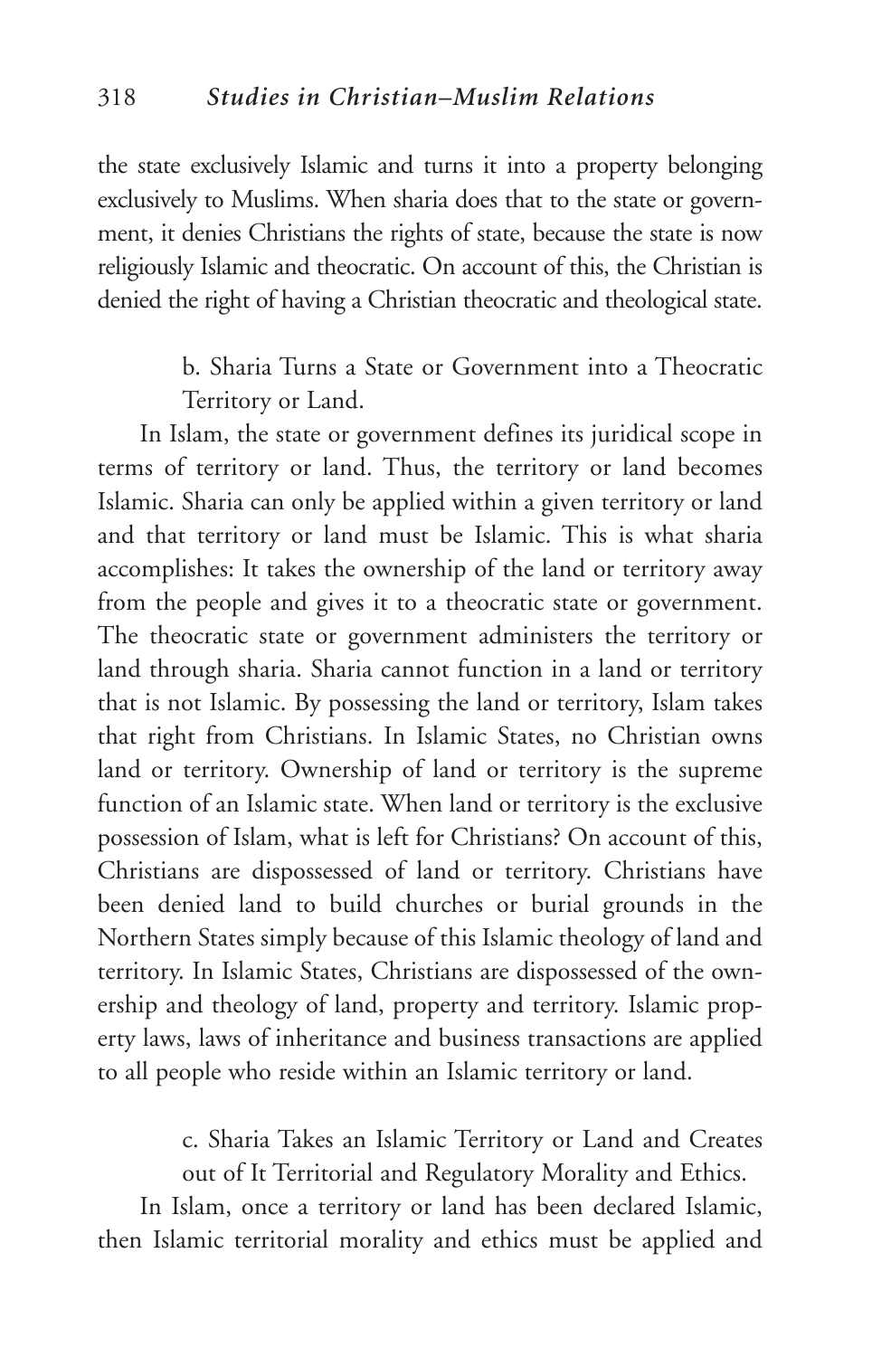the state exclusively Islamic and turns it into a property belonging exclusively to Muslims. When sharia does that to the state or government, it denies Christians the rights of state, because the state is now religiously Islamic and theocratic. On account of this, the Christian is denied the right of having a Christian theocratic and theological state.

### b. Sharia Turns a State or Government into a Theocratic Territory or Land.

In Islam, the state or government defines its juridical scope in terms of territory or land. Thus, the territory or land becomes Islamic. Sharia can only be applied within a given territory or land and that territory or land must be Islamic. This is what sharia accomplishes: It takes the ownership of the land or territory away from the people and gives it to a theocratic state or government. The theocratic state or government administers the territory or land through sharia. Sharia cannot function in a land or territory that is not Islamic. By possessing the land or territory, Islam takes that right from Christians. In Islamic States, no Christian owns land or territory. Ownership of land or territory is the supreme function of an Islamic state. When land or territory is the exclusive possession of Islam, what is left for Christians? On account of this, Christians are dispossessed of land or territory. Christians have been denied land to build churches or burial grounds in the Northern States simply because of this Islamic theology of land and territory. In Islamic States, Christians are dispossessed of the ownership and theology of land, property and territory. Islamic property laws, laws of inheritance and business transactions are applied to all people who reside within an Islamic territory or land.

### c. Sharia Takes an Islamic Territory or Land and Creates out of It Territorial and Regulatory Morality and Ethics.

In Islam, once a territory or land has been declared Islamic, then Islamic territorial morality and ethics must be applied and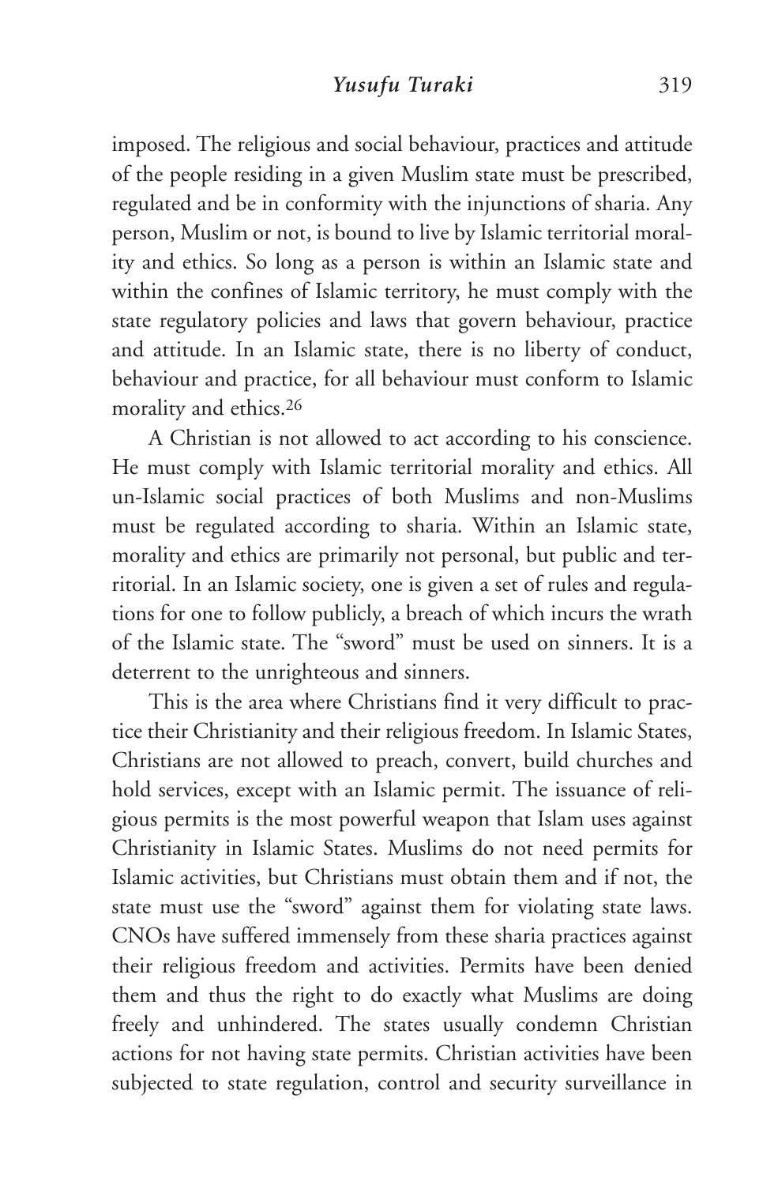imposed. The religious and social behaviour, practices and attitude of the people residing in a given Muslim state must be prescribed, regulated and be in conformity with the injunctions of sharia. Any person, Muslim or not, is bound to live by Islamic territorial morality and ethics. So long as a person is within an Islamic state and within the confines of Islamic territory, he must comply with the state regulatory policies and laws that govern behaviour, practice and attitude. In an Islamic state, there is no liberty of conduct, behaviour and practice, for all behaviour must conform to Islamic morality and ethics.[26]

A Christian is not allowed to act according to his conscience. He must comply with Islamic territorial morality and ethics. All un-Islamic social practices of both Muslims and non-Muslims must be regulated according to sharia. Within an Islamic state, morality and ethics are primarily not personal, but public and territorial. In an Islamic society, one is given a set of rules and regulations for one to follow publicly, a breach of which incurs the wrath of the Islamic state. The "sword" must be used on sinners. It is a deterrent to the unrighteous and sinners.

This is the area where Christians find it very difficult to practice their Christianity and their religious freedom. In Islamic States, Christians are not allowed to preach, convert, build churches and hold services, except with an Islamic permit. The issuance of religious permits is the most powerful weapon that Islam uses against Christianity in Islamic States. Muslims do not need permits for Islamic activities, but Christians must obtain them and if not, the state must use the "sword" against them for violating state laws. CNOs have suffered immensely from these sharia practices against their religious freedom and activities. Permits have been denied them and thus the right to do exactly what Muslims are doing freely and unhindered. The states usually condemn Christian actions for not having state permits. Christian activities have been subjected to state regulation, control and security surveillance in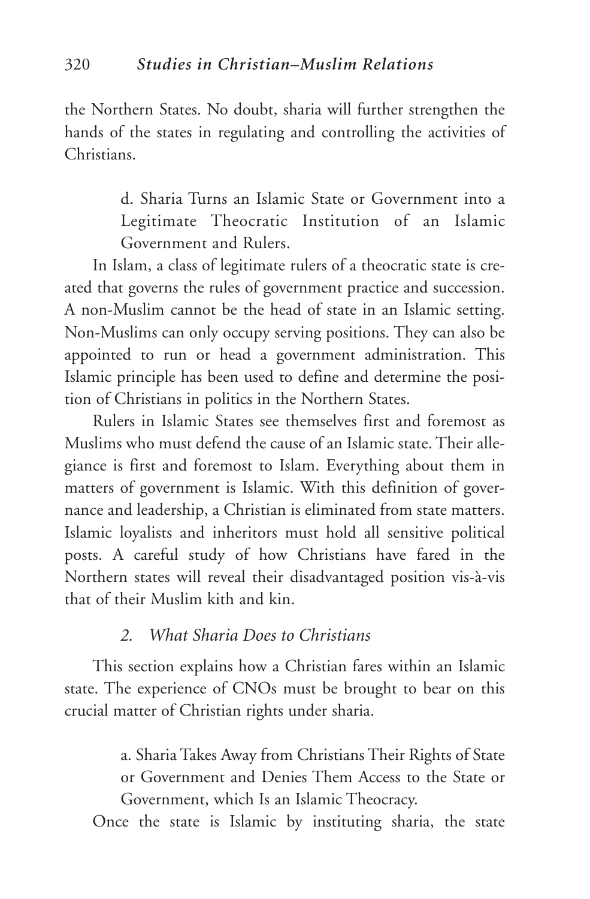the Northern States. No doubt, sharia will further strengthen the hands of the states in regulating and controlling the activities of Christians.

d. Sharia Turns an Islamic State or Government into a Legitimate Theocratic Institution of an Islamic Government and Rulers.

In Islam, a class of legitimate rulers of a theocratic state is created that governs the rules of government practice and succession. A non-Muslim cannot be the head of state in an Islamic setting. Non-Muslims can only occupy serving positions. They can also be appointed to run or head a government administration. This Islamic principle has been used to define and determine the position of Christians in politics in the Northern States.

Rulers in Islamic States see themselves first and foremost as Muslims who must defend the cause of an Islamic state. Their allegiance is first and foremost to Islam. Everything about them in matters of government is Islamic. With this definition of governance and leadership, a Christian is eliminated from state matters. Islamic loyalists and inheritors must hold all sensitive political posts. A careful study of how Christians have fared in the Northern states will reveal their disadvantaged position vis-à-vis that of their Muslim kith and kin.

### *2. What Sharia Does to Christians*

This section explains how a Christian fares within an Islamic state. The experience of CNOs must be brought to bear on this crucial matter of Christian rights under sharia.

a. Sharia Takes Away from Christians Their Rights of State or Government and Denies Them Access to the State or Government, which Is an Islamic Theocracy.

Once the state is Islamic by instituting sharia, the state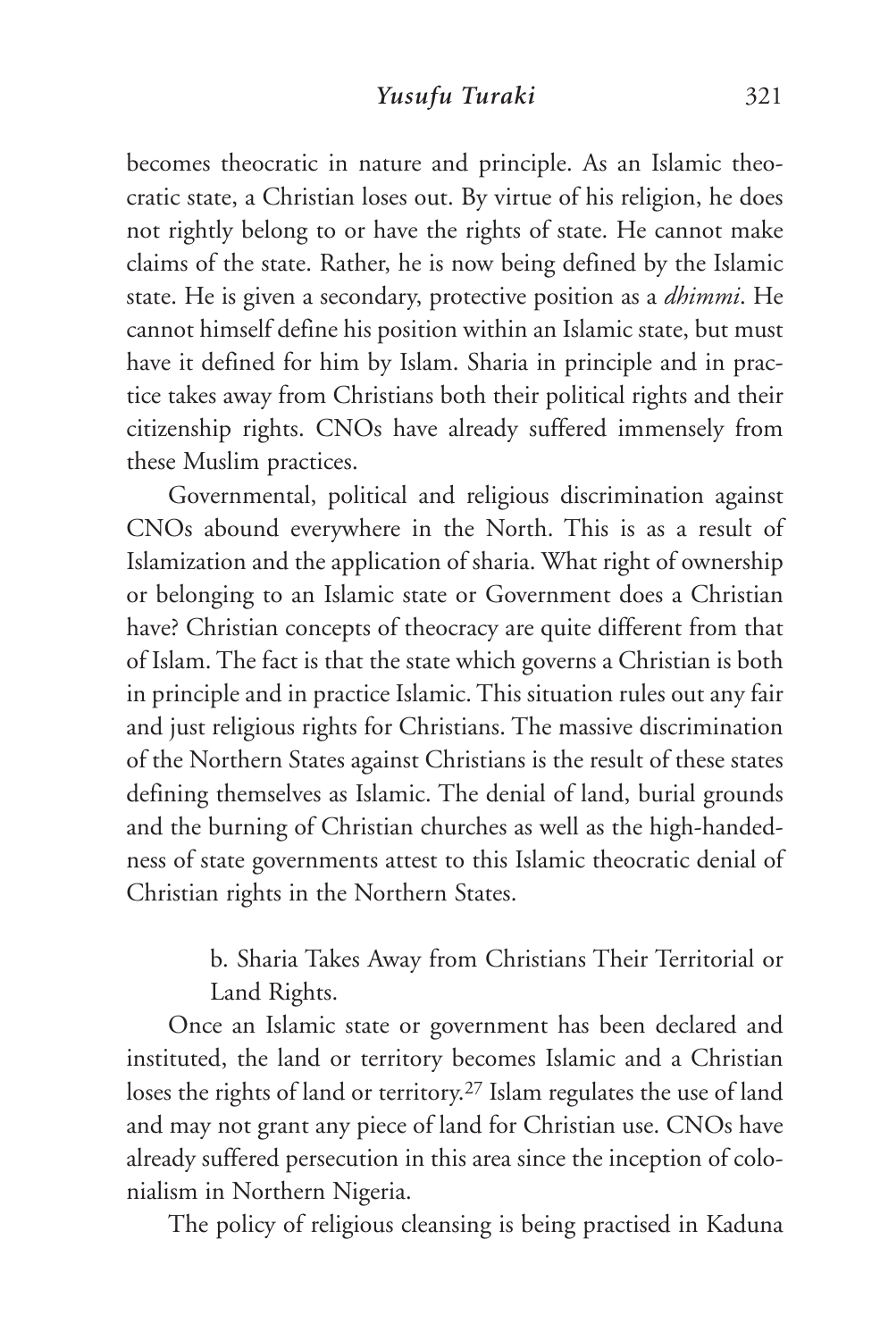becomes theocratic in nature and principle. As an Islamic theocratic state, a Christian loses out. By virtue of his religion, he does not rightly belong to or have the rights of state. He cannot make claims of the state. Rather, he is now being defined by the Islamic state. He is given a secondary, protective position as a *dhimmi*. He cannot himself define his position within an Islamic state, but must have it defined for him by Islam. Sharia in principle and in practice takes away from Christians both their political rights and their citizenship rights. CNOs have already suffered immensely from these Muslim practices.

Governmental, political and religious discrimination against CNOs abound everywhere in the North. This is as a result of Islamization and the application of sharia. What right of ownership or belonging to an Islamic state or Government does a Christian have? Christian concepts of theocracy are quite different from that of Islam. The fact is that the state which governs a Christian is both in principle and in practice Islamic. This situation rules out any fair and just religious rights for Christians. The massive discrimination of the Northern States against Christians is the result of these states defining themselves as Islamic. The denial of land, burial grounds and the burning of Christian churches as well as the high-handedness of state governments attest to this Islamic theocratic denial of Christian rights in the Northern States.

b. Sharia Takes Away from Christians Their Territorial or Land Rights.

Once an Islamic state or government has been declared and instituted, the land or territory becomes Islamic and a Christian loses the rights of land or territory.[27] Islam regulates the use of land and may not grant any piece of land for Christian use. CNOs have already suffered persecution in this area since the inception of colonialism in Northern Nigeria.

The policy of religious cleansing is being practised in Kaduna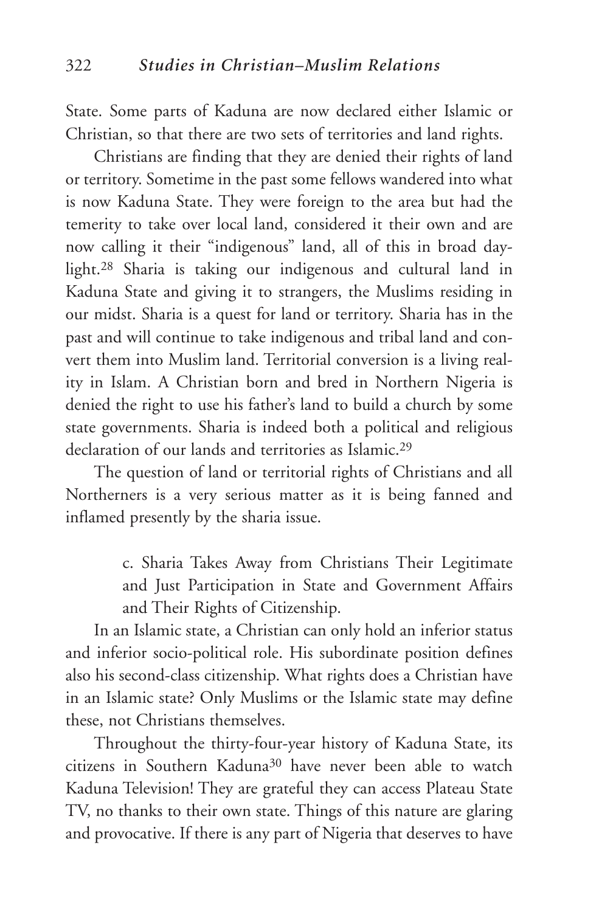State. Some parts of Kaduna are now declared either Islamic or Christian, so that there are two sets of territories and land rights.

Christians are finding that they are denied their rights of land or territory. Sometime in the past some fellows wandered into what is now Kaduna State. They were foreign to the area but had the temerity to take over local land, considered it their own and are now calling it their "indigenous" land, all of this in broad daylight.[28] Sharia is taking our indigenous and cultural land in Kaduna State and giving it to strangers, the Muslims residing in our midst. Sharia is a quest for land or territory. Sharia has in the past and will continue to take indigenous and tribal land and convert them into Muslim land. Territorial conversion is a living reality in Islam. A Christian born and bred in Northern Nigeria is denied the right to use his father's land to build a church by some state governments. Sharia is indeed both a political and religious declaration of our lands and territories as Islamic.[29]

The question of land or territorial rights of Christians and all Northerners is a very serious matter as it is being fanned and inflamed presently by the sharia issue.

> c. Sharia Takes Away from Christians Their Legitimate and Just Participation in State and Government Affairs and Their Rights of Citizenship.

In an Islamic state, a Christian can only hold an inferior status and inferior socio-political role. His subordinate position defines also his second-class citizenship. What rights does a Christian have in an Islamic state? Only Muslims or the Islamic state may define these, not Christians themselves.

Throughout the thirty-four-year history of Kaduna State, its citizens in Southern Kaduna[30] have never been able to watch Kaduna Television! They are grateful they can access Plateau State TV, no thanks to their own state. Things of this nature are glaring and provocative. If there is any part of Nigeria that deserves to have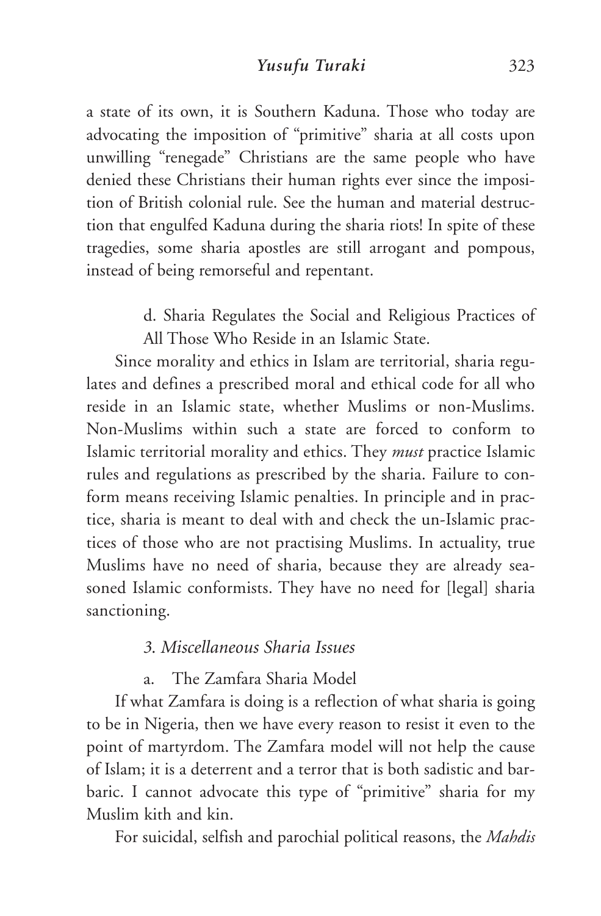a state of its own, it is Southern Kaduna. Those who today are advocating the imposition of "primitive" sharia at all costs upon unwilling "renegade" Christians are the same people who have denied these Christians their human rights ever since the imposition of British colonial rule. See the human and material destruction that engulfed Kaduna during the sharia riots! In spite of these tragedies, some sharia apostles are still arrogant and pompous, instead of being remorseful and repentant.

d. Sharia Regulates the Social and Religious Practices of All Those Who Reside in an Islamic State.

Since morality and ethics in Islam are territorial, sharia regulates and defines a prescribed moral and ethical code for all who reside in an Islamic state, whether Muslims or non-Muslims. Non-Muslims within such a state are forced to conform to Islamic territorial morality and ethics. They *must* practice Islamic rules and regulations as prescribed by the sharia. Failure to conform means receiving Islamic penalties. In principle and in practice, sharia is meant to deal with and check the un-Islamic practices of those who are not practising Muslims. In actuality, true Muslims have no need of sharia, because they are already seasoned Islamic conformists. They have no need for [legal] sharia sanctioning.

*3. Miscellaneous Sharia Issues*

a. The Zamfara Sharia Model

If what Zamfara is doing is a reflection of what sharia is going to be in Nigeria, then we have every reason to resist it even to the point of martyrdom. The Zamfara model will not help the cause of Islam; it is a deterrent and a terror that is both sadistic and barbaric. I cannot advocate this type of "primitive" sharia for my Muslim kith and kin.

For suicidal, selfish and parochial political reasons, the *Mahdis*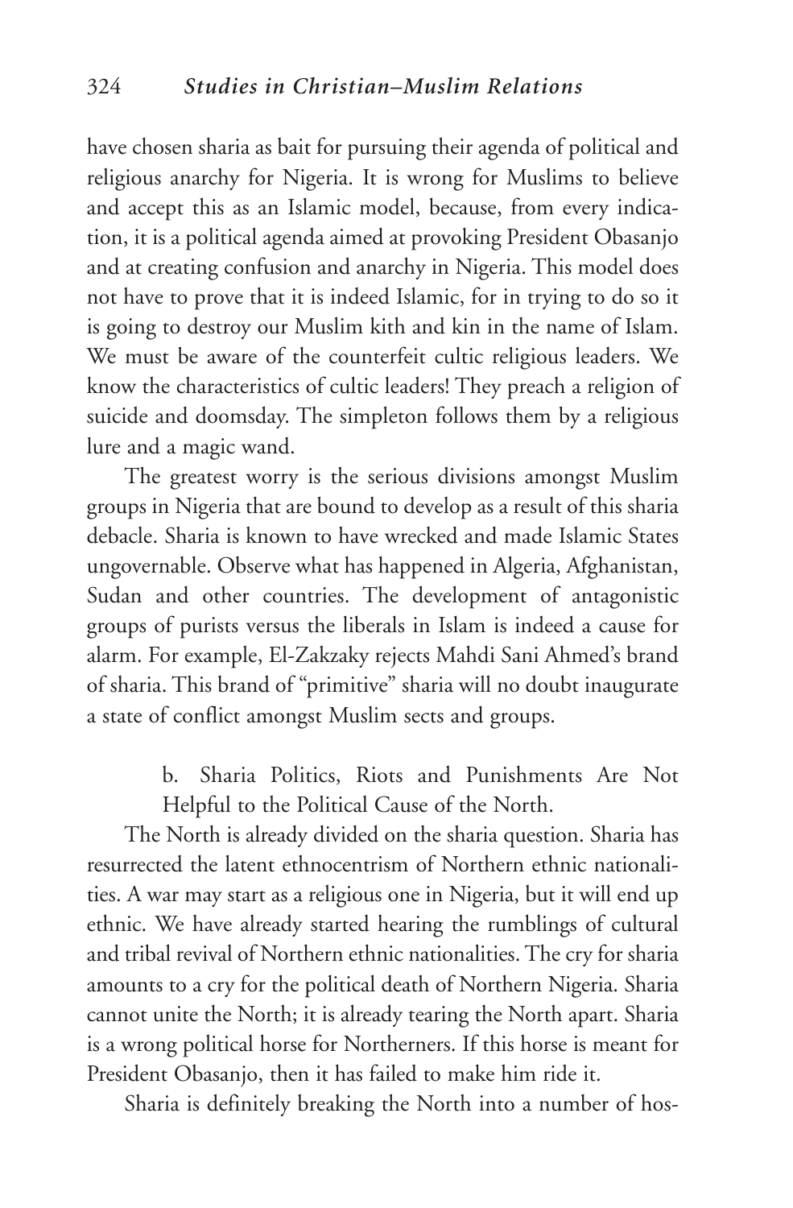have chosen sharia as bait for pursuing their agenda of political and religious anarchy for Nigeria. It is wrong for Muslims to believe and accept this as an Islamic model, because, from every indication, it is a political agenda aimed at provoking President Obasanjo and at creating confusion and anarchy in Nigeria. This model does not have to prove that it is indeed Islamic, for in trying to do so it is going to destroy our Muslim kith and kin in the name of Islam. We must be aware of the counterfeit cultic religious leaders. We know the characteristics of cultic leaders! They preach a religion of suicide and doomsday. The simpleton follows them by a religious lure and a magic wand.

The greatest worry is the serious divisions amongst Muslim groups in Nigeria that are bound to develop as a result of this sharia debacle. Sharia is known to have wrecked and made Islamic States ungovernable. Observe what has happened in Algeria, Afghanistan, Sudan and other countries. The development of antagonistic groups of purists versus the liberals in Islam is indeed a cause for alarm. For example, El-Zakzaky rejects Mahdi Sani Ahmed's brand of sharia. This brand of "primitive" sharia will no doubt inaugurate a state of conflict amongst Muslim sects and groups.

b. Sharia Politics, Riots and Punishments Are Not Helpful to the Political Cause of the North.

The North is already divided on the sharia question. Sharia has resurrected the latent ethnocentrism of Northern ethnic nationalities. A war may start as a religious one in Nigeria, but it will end up ethnic. We have already started hearing the rumblings of cultural and tribal revival of Northern ethnic nationalities. The cry for sharia amounts to a cry for the political death of Northern Nigeria. Sharia cannot unite the North; it is already tearing the North apart. Sharia is a wrong political horse for Northerners. If this horse is meant for President Obasanjo, then it has failed to make him ride it.

Sharia is definitely breaking the North into a number of hos-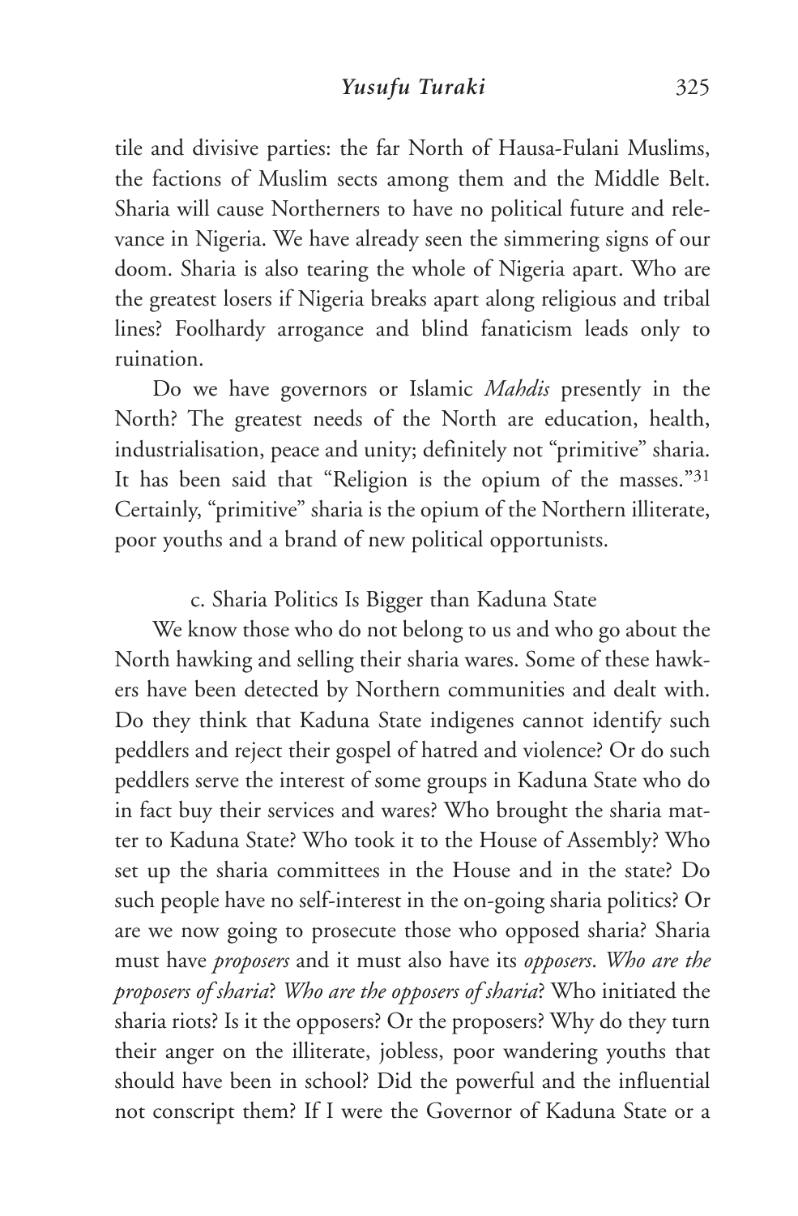tile and divisive parties: the far North of Hausa-Fulani Muslims, the factions of Muslim sects among them and the Middle Belt. Sharia will cause Northerners to have no political future and relevance in Nigeria. We have already seen the simmering signs of our doom. Sharia is also tearing the whole of Nigeria apart. Who are the greatest losers if Nigeria breaks apart along religious and tribal lines? Foolhardy arrogance and blind fanaticism leads only to ruination.

Do we have governors or Islamic *Mahdis* presently in the North? The greatest needs of the North are education, health, industrialisation, peace and unity; definitely not "primitive" sharia. It has been said that "Religion is the opium of the masses."[31] Certainly, "primitive" sharia is the opium of the Northern illiterate, poor youths and a brand of new political opportunists.

### c. Sharia Politics Is Bigger than Kaduna State

We know those who do not belong to us and who go about the North hawking and selling their sharia wares. Some of these hawkers have been detected by Northern communities and dealt with. Do they think that Kaduna State indigenes cannot identify such peddlers and reject their gospel of hatred and violence? Or do such peddlers serve the interest of some groups in Kaduna State who do in fact buy their services and wares? Who brought the sharia matter to Kaduna State? Who took it to the House of Assembly? Who set up the sharia committees in the House and in the state? Do such people have no self-interest in the on-going sharia politics? Or are we now going to prosecute those who opposed sharia? Sharia must have *proposers* and it must also have its *opposers*. *Who are the proposers of sharia*? *Who are the opposers of sharia*? Who initiated the sharia riots? Is it the opposers? Or the proposers? Why do they turn their anger on the illiterate, jobless, poor wandering youths that should have been in school? Did the powerful and the influential not conscript them? If I were the Governor of Kaduna State or a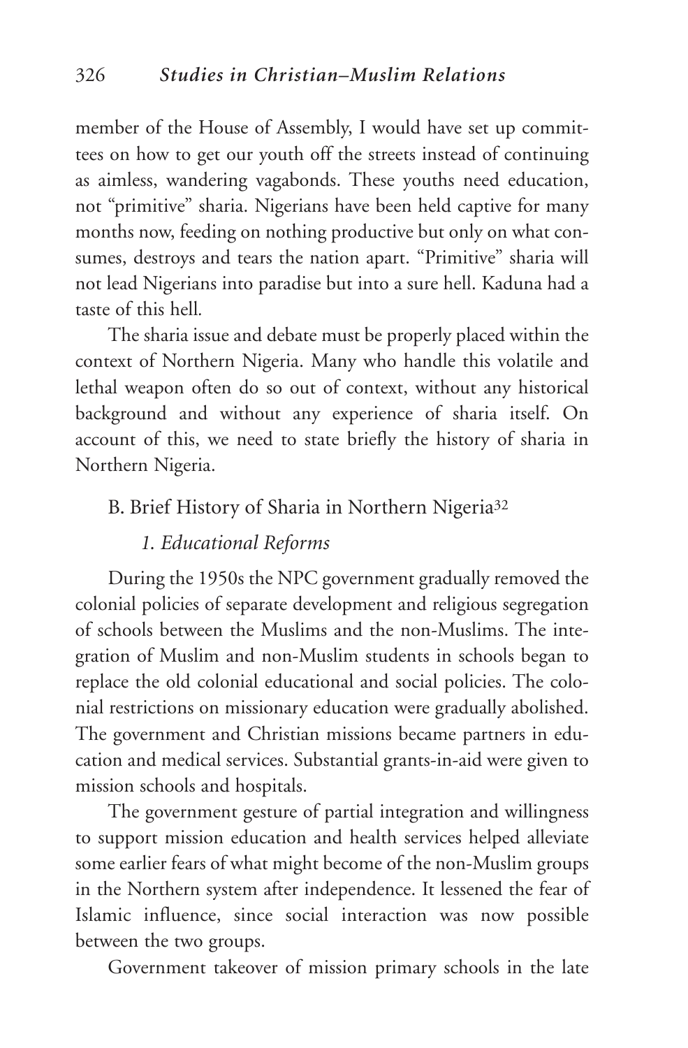member of the House of Assembly, I would have set up committees on how to get our youth off the streets instead of continuing as aimless, wandering vagabonds. These youths need education, not "primitive" sharia. Nigerians have been held captive for many months now, feeding on nothing productive but only on what consumes, destroys and tears the nation apart. "Primitive" sharia will not lead Nigerians into paradise but into a sure hell. Kaduna had a taste of this hell.

The sharia issue and debate must be properly placed within the context of Northern Nigeria. Many who handle this volatile and lethal weapon often do so out of context, without any historical background and without any experience of sharia itself. On account of this, we need to state briefly the history of sharia in Northern Nigeria.

## B. Brief History of Sharia in Northern Nigeria[32]

### *1. Educational Reforms*

During the 1950s the NPC government gradually removed the colonial policies of separate development and religious segregation of schools between the Muslims and the non-Muslims. The integration of Muslim and non-Muslim students in schools began to replace the old colonial educational and social policies. The colonial restrictions on missionary education were gradually abolished. The government and Christian missions became partners in education and medical services. Substantial grants-in-aid were given to mission schools and hospitals.

The government gesture of partial integration and willingness to support mission education and health services helped alleviate some earlier fears of what might become of the non-Muslim groups in the Northern system after independence. It lessened the fear of Islamic influence, since social interaction was now possible between the two groups.

Government takeover of mission primary schools in the late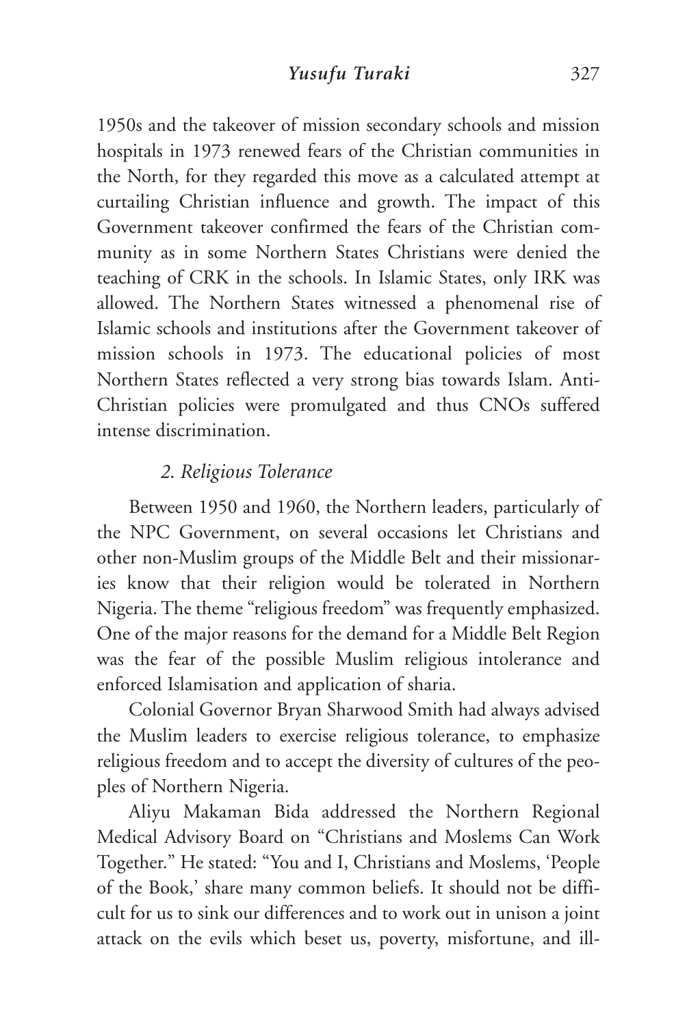1950s and the takeover of mission secondary schools and mission hospitals in 1973 renewed fears of the Christian communities in the North, for they regarded this move as a calculated attempt at curtailing Christian influence and growth. The impact of this Government takeover confirmed the fears of the Christian community as in some Northern States Christians were denied the teaching of CRK in the schools. In Islamic States, only IRK was allowed. The Northern States witnessed a phenomenal rise of Islamic schools and institutions after the Government takeover of mission schools in 1973. The educational policies of most Northern States reflected a very strong bias towards Islam. Anti-Christian policies were promulgated and thus CNOs suffered intense discrimination.

### *2. Religious Tolerance*

Between 1950 and 1960, the Northern leaders, particularly of the NPC Government, on several occasions let Christians and other non-Muslim groups of the Middle Belt and their missionaries know that their religion would be tolerated in Northern Nigeria. The theme "religious freedom" was frequently emphasized. One of the major reasons for the demand for a Middle Belt Region was the fear of the possible Muslim religious intolerance and enforced Islamisation and application of sharia.

Colonial Governor Bryan Sharwood Smith had always advised the Muslim leaders to exercise religious tolerance, to emphasize religious freedom and to accept the diversity of cultures of the peoples of Northern Nigeria.

Aliyu Makaman Bida addressed the Northern Regional Medical Advisory Board on "Christians and Moslems Can Work Together." He stated: "You and I, Christians and Moslems, 'People of the Book,' share many common beliefs. It should not be difficult for us to sink our differences and to work out in unison a joint attack on the evils which beset us, poverty, misfortune, and ill-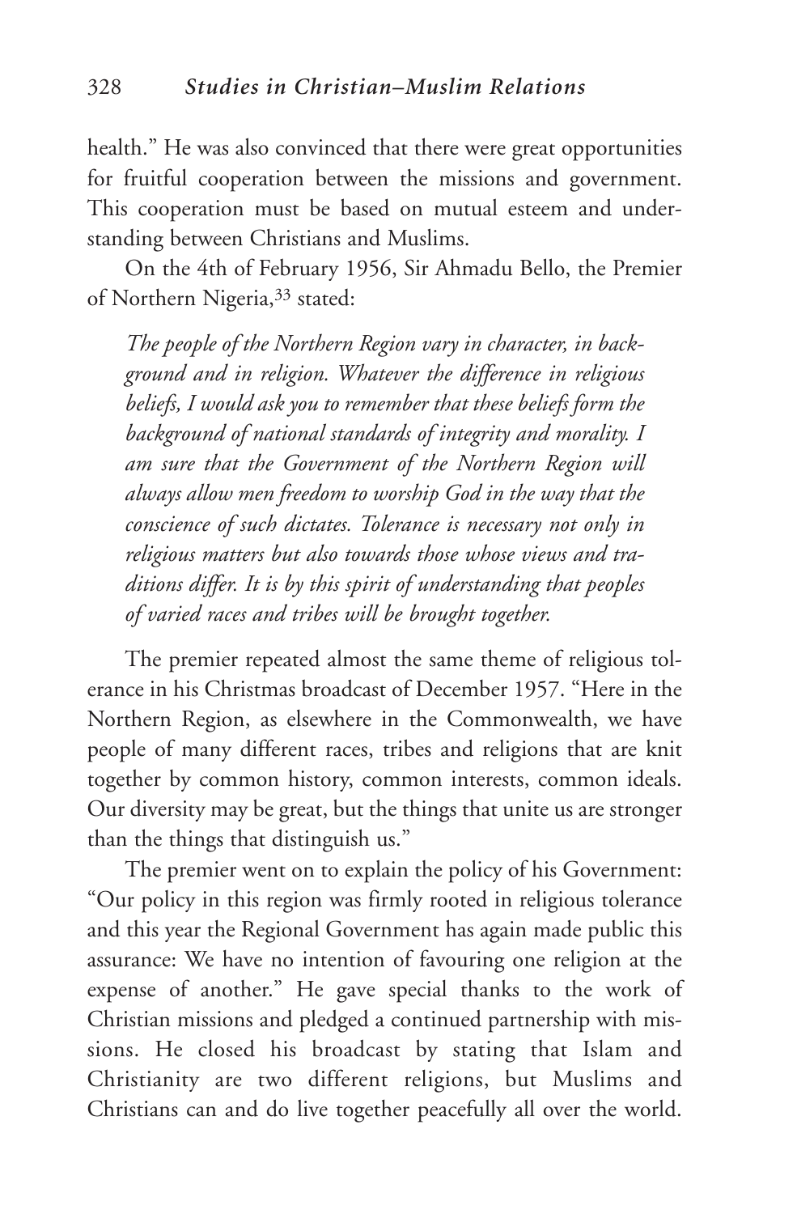health." He was also convinced that there were great opportunities for fruitful cooperation between the missions and government. This cooperation must be based on mutual esteem and understanding between Christians and Muslims.

On the 4th of February 1956, Sir Ahmadu Bello, the Premier of Northern Nigeria,[33] stated:

> *The people of the Northern Region vary in character, in background and in religion. Whatever the difference in religious beliefs, I would ask you to remember that these beliefs form the background of national standards of integrity and morality. I am sure that the Government of the Northern Region will always allow men freedom to worship God in the way that the conscience of such dictates. Tolerance is necessary not only in religious matters but also towards those whose views and traditions differ. It is by this spirit of understanding that peoples of varied races and tribes will be brought together.*

The premier repeated almost the same theme of religious tolerance in his Christmas broadcast of December 1957. "Here in the Northern Region, as elsewhere in the Commonwealth, we have people of many different races, tribes and religions that are knit together by common history, common interests, common ideals. Our diversity may be great, but the things that unite us are stronger than the things that distinguish us."

The premier went on to explain the policy of his Government: "Our policy in this region was firmly rooted in religious tolerance and this year the Regional Government has again made public this assurance: We have no intention of favouring one religion at the expense of another." He gave special thanks to the work of Christian missions and pledged a continued partnership with missions. He closed his broadcast by stating that Islam and Christianity are two different religions, but Muslims and Christians can and do live together peacefully all over the world.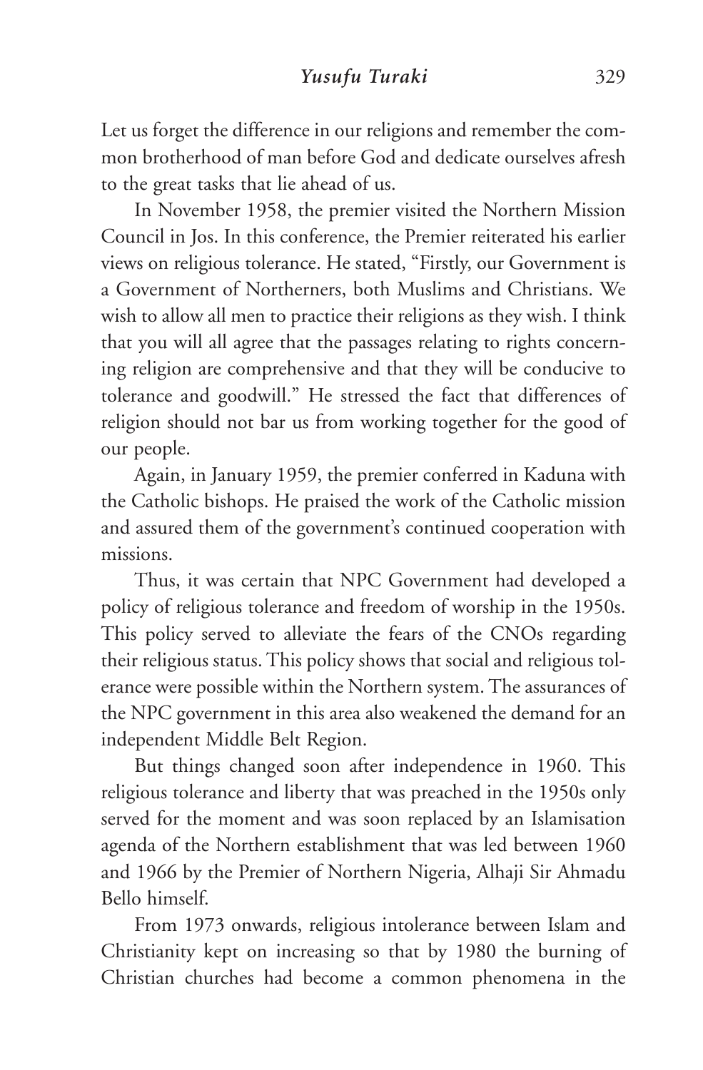Let us forget the difference in our religions and remember the common brotherhood of man before God and dedicate ourselves afresh to the great tasks that lie ahead of us.

In November 1958, the premier visited the Northern Mission Council in Jos. In this conference, the Premier reiterated his earlier views on religious tolerance. He stated, "Firstly, our Government is a Government of Northerners, both Muslims and Christians. We wish to allow all men to practice their religions as they wish. I think that you will all agree that the passages relating to rights concerning religion are comprehensive and that they will be conducive to tolerance and goodwill." He stressed the fact that differences of religion should not bar us from working together for the good of our people.

Again, in January 1959, the premier conferred in Kaduna with the Catholic bishops. He praised the work of the Catholic mission and assured them of the government's continued cooperation with missions.

Thus, it was certain that NPC Government had developed a policy of religious tolerance and freedom of worship in the 1950s. This policy served to alleviate the fears of the CNOs regarding their religious status. This policy shows that social and religious tolerance were possible within the Northern system. The assurances of the NPC government in this area also weakened the demand for an independent Middle Belt Region.

But things changed soon after independence in 1960. This religious tolerance and liberty that was preached in the 1950s only served for the moment and was soon replaced by an Islamisation agenda of the Northern establishment that was led between 1960 and 1966 by the Premier of Northern Nigeria, Alhaji Sir Ahmadu Bello himself.

From 1973 onwards, religious intolerance between Islam and Christianity kept on increasing so that by 1980 the burning of Christian churches had become a common phenomena in the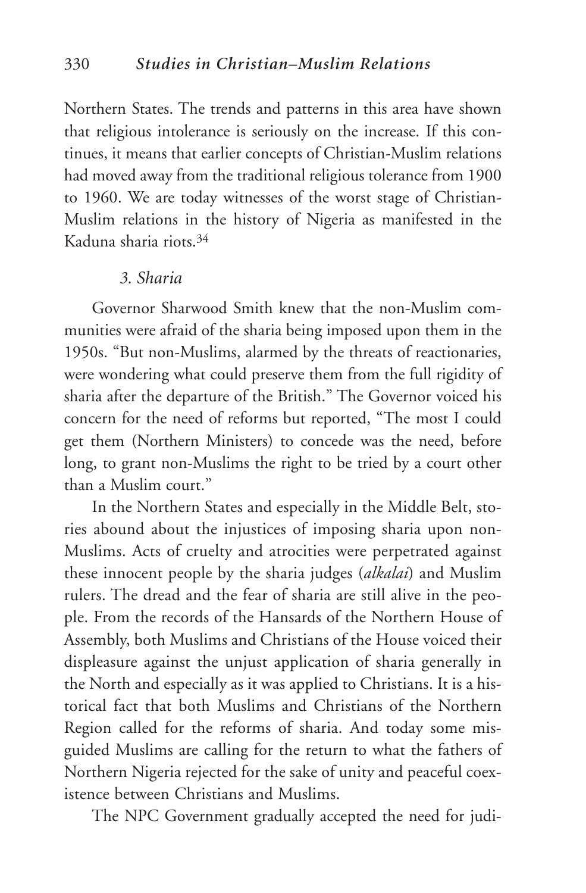Northern States. The trends and patterns in this area have shown that religious intolerance is seriously on the increase. If this continues, it means that earlier concepts of Christian-Muslim relations had moved away from the traditional religious tolerance from 1900 to 1960. We are today witnesses of the worst stage of Christian-Muslim relations in the history of Nigeria as manifested in the Kaduna sharia riots.[34]

### *3. Sharia*

Governor Sharwood Smith knew that the non-Muslim communities were afraid of the sharia being imposed upon them in the 1950s. "But non-Muslims, alarmed by the threats of reactionaries, were wondering what could preserve them from the full rigidity of sharia after the departure of the British." The Governor voiced his concern for the need of reforms but reported, "The most I could get them (Northern Ministers) to concede was the need, before long, to grant non-Muslims the right to be tried by a court other than a Muslim court."

In the Northern States and especially in the Middle Belt, stories abound about the injustices of imposing sharia upon non-Muslims. Acts of cruelty and atrocities were perpetrated against these innocent people by the sharia judges (*alkalai*) and Muslim rulers. The dread and the fear of sharia are still alive in the people. From the records of the Hansards of the Northern House of Assembly, both Muslims and Christians of the House voiced their displeasure against the unjust application of sharia generally in the North and especially as it was applied to Christians. It is a historical fact that both Muslims and Christians of the Northern Region called for the reforms of sharia. And today some misguided Muslims are calling for the return to what the fathers of Northern Nigeria rejected for the sake of unity and peaceful coexistence between Christians and Muslims.

The NPC Government gradually accepted the need for judi-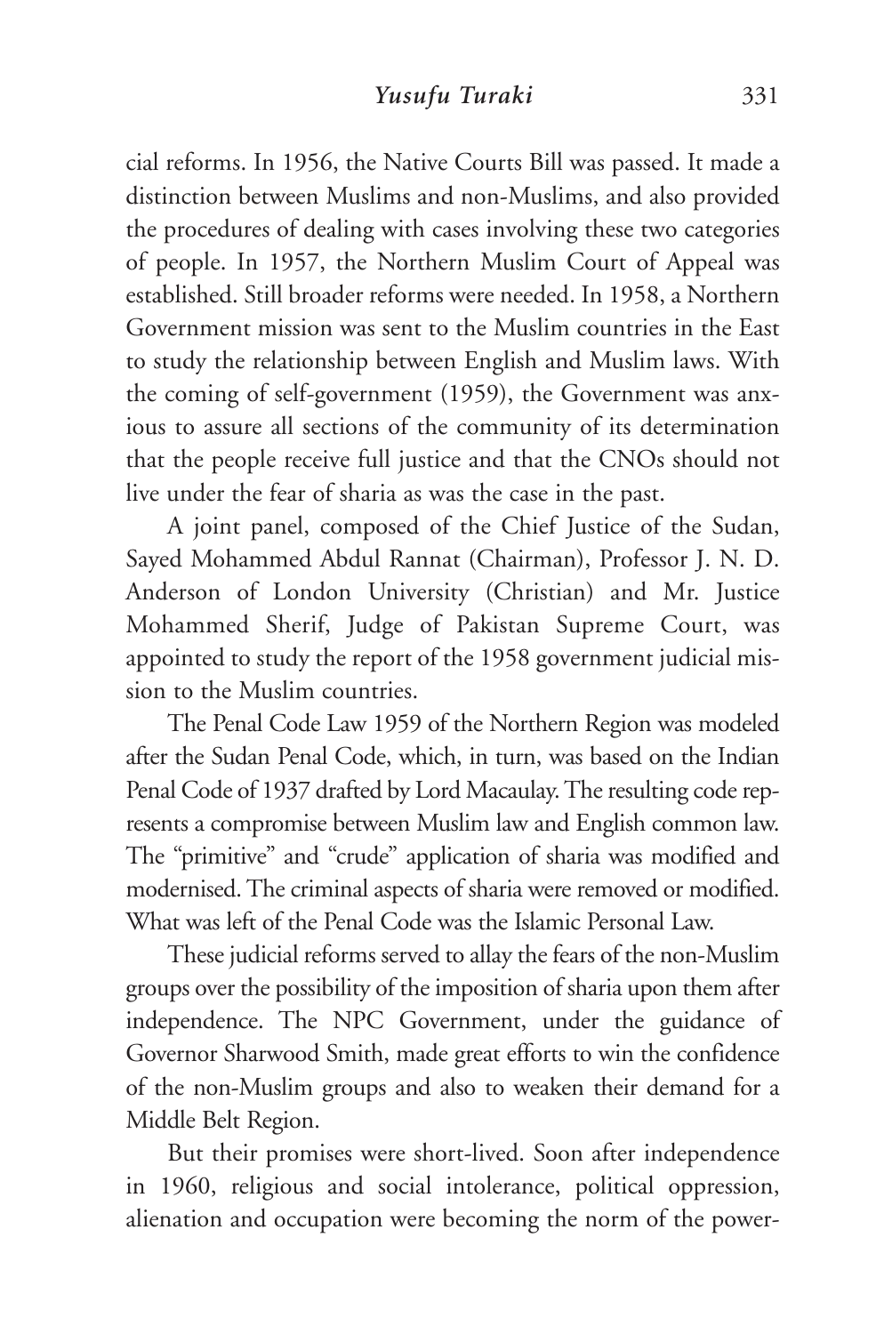cial reforms. In 1956, the Native Courts Bill was passed. It made a distinction between Muslims and non-Muslims, and also provided the procedures of dealing with cases involving these two categories of people. In 1957, the Northern Muslim Court of Appeal was established. Still broader reforms were needed. In 1958, a Northern Government mission was sent to the Muslim countries in the East to study the relationship between English and Muslim laws. With the coming of self-government (1959), the Government was anxious to assure all sections of the community of its determination that the people receive full justice and that the CNOs should not live under the fear of sharia as was the case in the past.

A joint panel, composed of the Chief Justice of the Sudan, Sayed Mohammed Abdul Rannat (Chairman), Professor J. N. D. Anderson of London University (Christian) and Mr. Justice Mohammed Sherif, Judge of Pakistan Supreme Court, was appointed to study the report of the 1958 government judicial mission to the Muslim countries.

The Penal Code Law 1959 of the Northern Region was modeled after the Sudan Penal Code, which, in turn, was based on the Indian Penal Code of 1937 drafted by Lord Macaulay. The resulting code represents a compromise between Muslim law and English common law. The "primitive" and "crude" application of sharia was modified and modernised. The criminal aspects of sharia were removed or modified. What was left of the Penal Code was the Islamic Personal Law.

These judicial reforms served to allay the fears of the non-Muslim groups over the possibility of the imposition of sharia upon them after independence. The NPC Government, under the guidance of Governor Sharwood Smith, made great efforts to win the confidence of the non-Muslim groups and also to weaken their demand for a Middle Belt Region.

But their promises were short-lived. Soon after independence in 1960, religious and social intolerance, political oppression, alienation and occupation were becoming the norm of the power-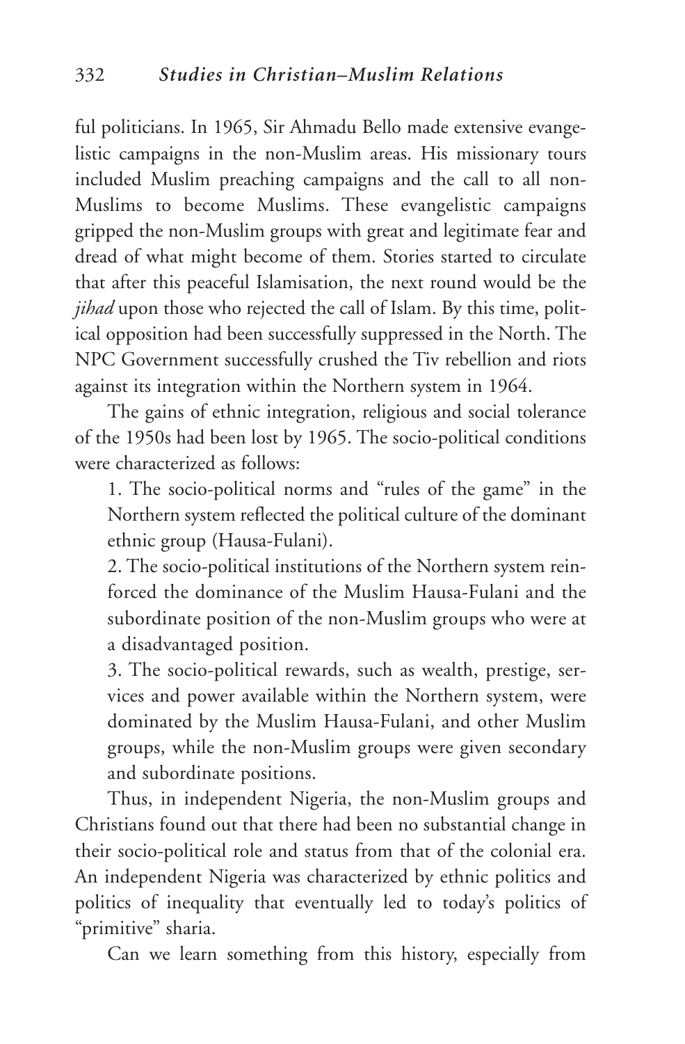ful politicians. In 1965, Sir Ahmadu Bello made extensive evangelistic campaigns in the non-Muslim areas. His missionary tours included Muslim preaching campaigns and the call to all non-Muslims to become Muslims. These evangelistic campaigns gripped the non-Muslim groups with great and legitimate fear and dread of what might become of them. Stories started to circulate that after this peaceful Islamisation, the next round would be the *jihad* upon those who rejected the call of Islam. By this time, political opposition had been successfully suppressed in the North. The NPC Government successfully crushed the Tiv rebellion and riots against its integration within the Northern system in 1964.

The gains of ethnic integration, religious and social tolerance of the 1950s had been lost by 1965. The socio-political conditions were characterized as follows:

1. The socio-political norms and "rules of the game" in the Northern system reflected the political culture of the dominant ethnic group (Hausa-Fulani).
2. The socio-political institutions of the Northern system reinforced the dominance of the Muslim Hausa-Fulani and the subordinate position of the non-Muslim groups who were at a disadvantaged position.
3. The socio-political rewards, such as wealth, prestige, services and power available within the Northern system, were dominated by the Muslim Hausa-Fulani, and other Muslim groups, while the non-Muslim groups were given secondary and subordinate positions.

Thus, in independent Nigeria, the non-Muslim groups and Christians found out that there had been no substantial change in their socio-political role and status from that of the colonial era. An independent Nigeria was characterized by ethnic politics and politics of inequality that eventually led to today's politics of "primitive" sharia.

Can we learn something from this history, especially from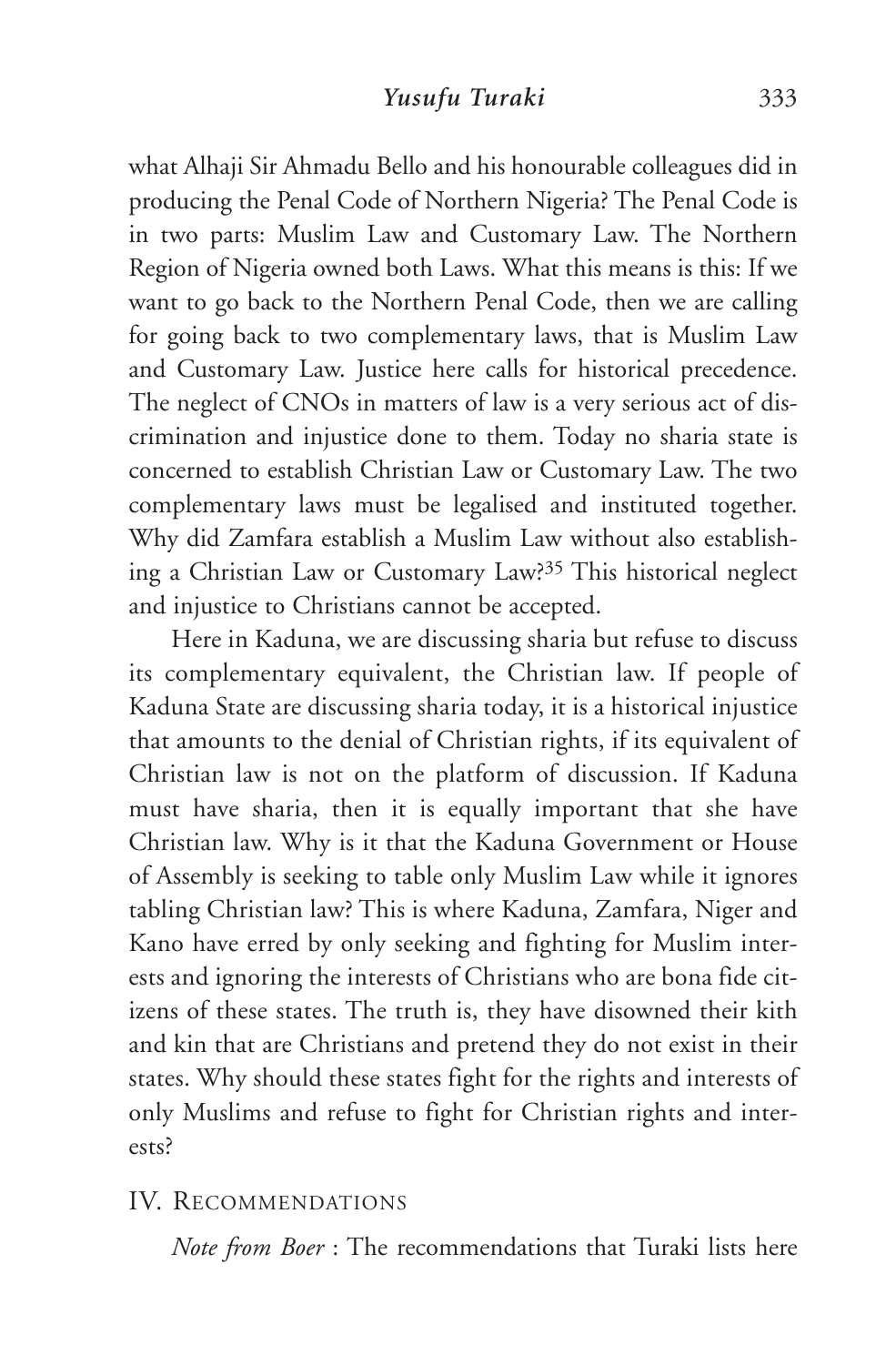what Alhaji Sir Ahmadu Bello and his honourable colleagues did in producing the Penal Code of Northern Nigeria? The Penal Code is in two parts: Muslim Law and Customary Law. The Northern Region of Nigeria owned both Laws. What this means is this: If we want to go back to the Northern Penal Code, then we are calling for going back to two complementary laws, that is Muslim Law and Customary Law. Justice here calls for historical precedence. The neglect of CNOs in matters of law is a very serious act of discrimination and injustice done to them. Today no sharia state is concerned to establish Christian Law or Customary Law. The two complementary laws must be legalised and instituted together. Why did Zamfara establish a Muslim Law without also establishing a Christian Law or Customary Law?[35] This historical neglect and injustice to Christians cannot be accepted.

Here in Kaduna, we are discussing sharia but refuse to discuss its complementary equivalent, the Christian law. If people of Kaduna State are discussing sharia today, it is a historical injustice that amounts to the denial of Christian rights, if its equivalent of Christian law is not on the platform of discussion. If Kaduna must have sharia, then it is equally important that she have Christian law. Why is it that the Kaduna Government or House of Assembly is seeking to table only Muslim Law while it ignores tabling Christian law? This is where Kaduna, Zamfara, Niger and Kano have erred by only seeking and fighting for Muslim interests and ignoring the interests of Christians who are bona fide citizens of these states. The truth is, they have disowned their kith and kin that are Christians and pretend they do not exist in their states. Why should these states fight for the rights and interests of only Muslims and refuse to fight for Christian rights and interests?

## IV. Recommendations

*Note from Boer* : The recommendations that Turaki lists here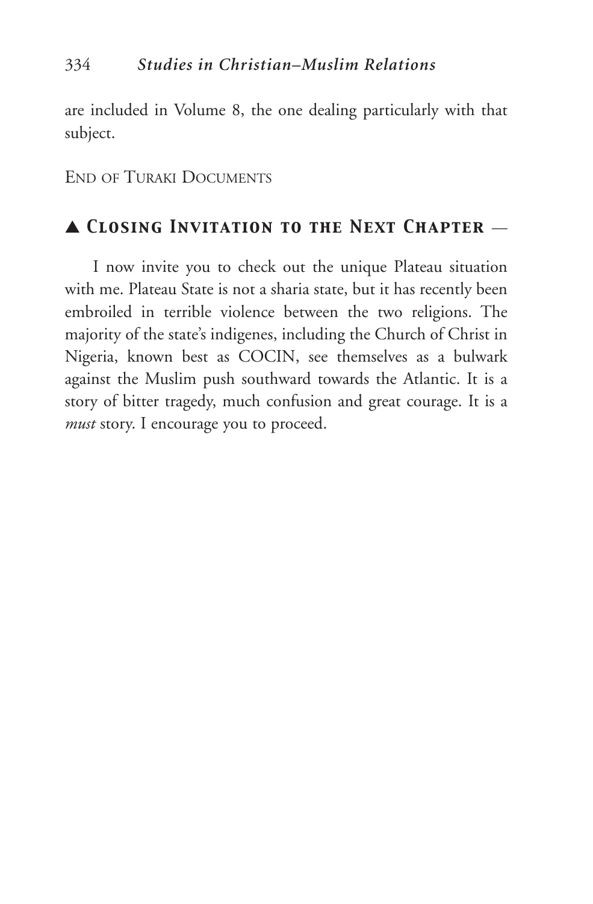are included in Volume 8, the one dealing particularly with that subject.

END OF TURAKI DOCUMENTS

## ▲ *Closing Invitation to the Next Chapter* —

I now invite you to check out the unique Plateau situation with me. Plateau State is not a sharia state, but it has recently been embroiled in terrible violence between the two religions. The majority of the state's indigenes, including the Church of Christ in Nigeria, known best as COCIN, see themselves as a bulwark against the Muslim push southward towards the Atlantic. It is a story of bitter tragedy, much confusion and great courage. It is a *must* story. I encourage you to proceed.